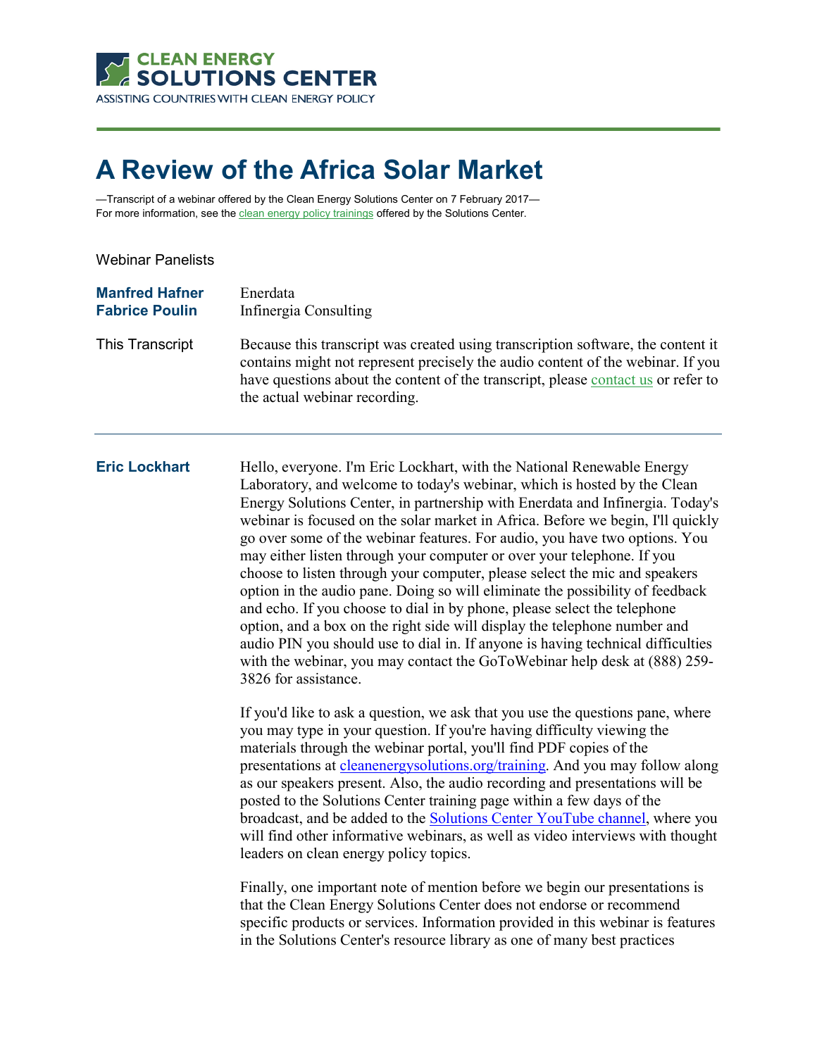CLEAN ENERGY SOLUTIONS CENTER
ASSISTING COUNTRIES WITH CLEAN ENERGY POLICY

# A Review of the Africa Solar Market

—Transcript of a webinar offered by the Clean Energy Solutions Center on 7 February 2017—
For more information, see the clean energy policy trainings offered by the Solutions Center.

Webinar Panelists

**Manfred Hafner** Enerdata
**Fabrice Poulin** Infinergia Consulting

This Transcript Because this transcript was created using transcription software, the content it contains might not represent precisely the audio content of the webinar. If you have questions about the content of the transcript, please contact us or refer to the actual webinar recording.

---

**Eric Lockhart** Hello, everyone. I'm Eric Lockhart, with the National Renewable Energy Laboratory, and welcome to today's webinar, which is hosted by the Clean Energy Solutions Center, in partnership with Enerdata and Infinergia. Today's webinar is focused on the solar market in Africa. Before we begin, I'll quickly go over some of the webinar features. For audio, you have two options. You may either listen through your computer or over your telephone. If you choose to listen through your computer, please select the mic and speakers option in the audio pane. Doing so will eliminate the possibility of feedback and echo. If you choose to dial in by phone, please select the telephone option, and a box on the right side will display the telephone number and audio PIN you should use to dial in. If anyone is having technical difficulties with the webinar, you may contact the GoToWebinar help desk at (888) 259-3826 for assistance.

If you'd like to ask a question, we ask that you use the questions pane, where you may type in your question. If you're having difficulty viewing the materials through the webinar portal, you'll find PDF copies of the presentations at cleanenergysolutions.org/training. And you may follow along as our speakers present. Also, the audio recording and presentations will be posted to the Solutions Center training page within a few days of the broadcast, and be added to the Solutions Center YouTube channel, where you will find other informative webinars, as well as video interviews with thought leaders on clean energy policy topics.

Finally, one important note of mention before we begin our presentations is that the Clean Energy Solutions Center does not endorse or recommend specific products or services. Information provided in this webinar is features in the Solutions Center's resource library as one of many best practices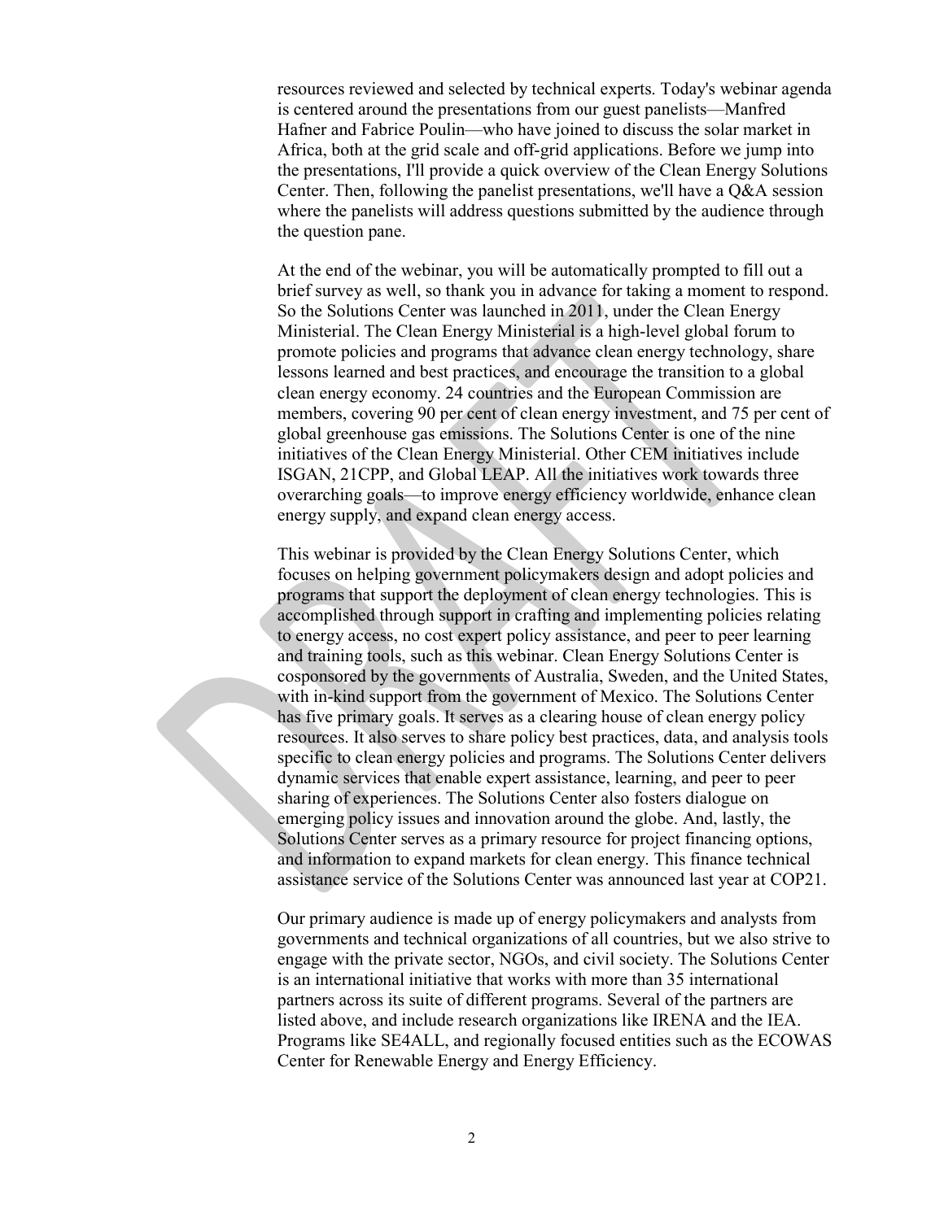resources reviewed and selected by technical experts. Today's webinar agenda is centered around the presentations from our guest panelists—Manfred Hafner and Fabrice Poulin—who have joined to discuss the solar market in Africa, both at the grid scale and off-grid applications. Before we jump into the presentations, I'll provide a quick overview of the Clean Energy Solutions Center. Then, following the panelist presentations, we'll have a Q&A session where the panelists will address questions submitted by the audience through the question pane.

At the end of the webinar, you will be automatically prompted to fill out a brief survey as well, so thank you in advance for taking a moment to respond. So the Solutions Center was launched in 2011, under the Clean Energy Ministerial. The Clean Energy Ministerial is a high-level global forum to promote policies and programs that advance clean energy technology, share lessons learned and best practices, and encourage the transition to a global clean energy economy. 24 countries and the European Commission are members, covering 90 per cent of clean energy investment, and 75 per cent of global greenhouse gas emissions. The Solutions Center is one of the nine initiatives of the Clean Energy Ministerial. Other CEM initiatives include ISGAN, 21CPP, and Global LEAP. All the initiatives work towards three overarching goals—to improve energy efficiency worldwide, enhance clean energy supply, and expand clean energy access.

This webinar is provided by the Clean Energy Solutions Center, which focuses on helping government policymakers design and adopt policies and programs that support the deployment of clean energy technologies. This is accomplished through support in crafting and implementing policies relating to energy access, no cost expert policy assistance, and peer to peer learning and training tools, such as this webinar. Clean Energy Solutions Center is cosponsored by the governments of Australia, Sweden, and the United States, with in-kind support from the government of Mexico. The Solutions Center has five primary goals. It serves as a clearing house of clean energy policy resources. It also serves to share policy best practices, data, and analysis tools specific to clean energy policies and programs. The Solutions Center delivers dynamic services that enable expert assistance, learning, and peer to peer sharing of experiences. The Solutions Center also fosters dialogue on emerging policy issues and innovation around the globe. And, lastly, the Solutions Center serves as a primary resource for project financing options, and information to expand markets for clean energy. This finance technical assistance service of the Solutions Center was announced last year at COP21.

Our primary audience is made up of energy policymakers and analysts from governments and technical organizations of all countries, but we also strive to engage with the private sector, NGOs, and civil society. The Solutions Center is an international initiative that works with more than 35 international partners across its suite of different programs. Several of the partners are listed above, and include research organizations like IRENA and the IEA. Programs like SE4ALL, and regionally focused entities such as the ECOWAS Center for Renewable Energy and Energy Efficiency.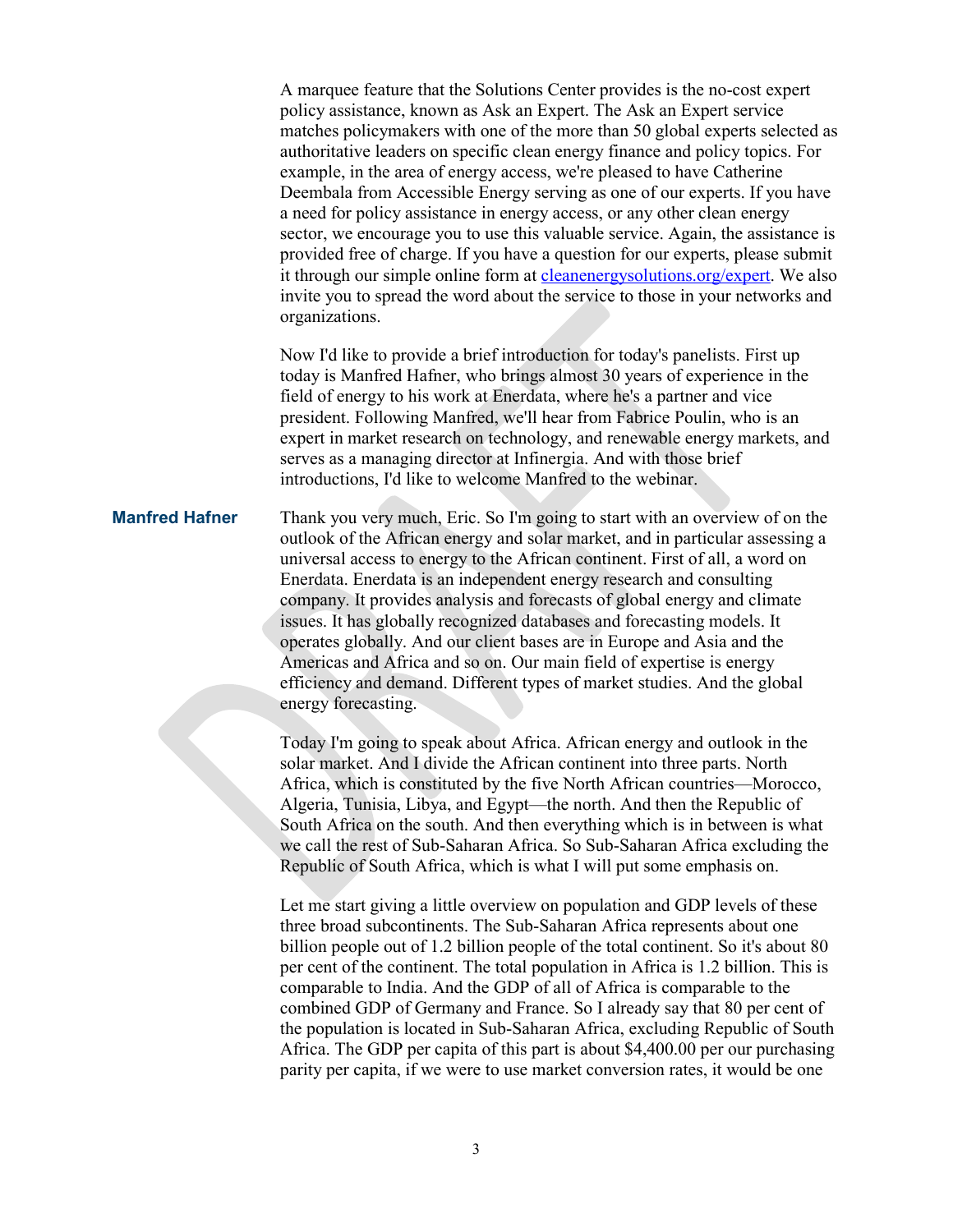A marquee feature that the Solutions Center provides is the no-cost expert policy assistance, known as Ask an Expert. The Ask an Expert service matches policymakers with one of the more than 50 global experts selected as authoritative leaders on specific clean energy finance and policy topics. For example, in the area of energy access, we're pleased to have Catherine Deembala from Accessible Energy serving as one of our experts. If you have a need for policy assistance in energy access, or any other clean energy sector, we encourage you to use this valuable service. Again, the assistance is provided free of charge. If you have a question for our experts, please submit it through our simple online form at cleanenergysolutions.org/expert. We also invite you to spread the word about the service to those in your networks and organizations.

Now I'd like to provide a brief introduction for today's panelists. First up today is Manfred Hafner, who brings almost 30 years of experience in the field of energy to his work at Enerdata, where he's a partner and vice president. Following Manfred, we'll hear from Fabrice Poulin, who is an expert in market research on technology, and renewable energy markets, and serves as a managing director at Infinergia. And with those brief introductions, I'd like to welcome Manfred to the webinar.

**Manfred Hafner** Thank you very much, Eric. So I'm going to start with an overview of on the outlook of the African energy and solar market, and in particular assessing a universal access to energy to the African continent. First of all, a word on Enerdata. Enerdata is an independent energy research and consulting company. It provides analysis and forecasts of global energy and climate issues. It has globally recognized databases and forecasting models. It operates globally. And our client bases are in Europe and Asia and the Americas and Africa and so on. Our main field of expertise is energy efficiency and demand. Different types of market studies. And the global energy forecasting.

Today I'm going to speak about Africa. African energy and outlook in the solar market. And I divide the African continent into three parts. North Africa, which is constituted by the five North African countries—Morocco, Algeria, Tunisia, Libya, and Egypt—the north. And then the Republic of South Africa on the south. And then everything which is in between is what we call the rest of Sub-Saharan Africa. So Sub-Saharan Africa excluding the Republic of South Africa, which is what I will put some emphasis on.

Let me start giving a little overview on population and GDP levels of these three broad subcontinents. The Sub-Saharan Africa represents about one billion people out of 1.2 billion people of the total continent. So it's about 80 per cent of the continent. The total population in Africa is 1.2 billion. This is comparable to India. And the GDP of all of Africa is comparable to the combined GDP of Germany and France. So I already say that 80 per cent of the population is located in Sub-Saharan Africa, excluding Republic of South Africa. The GDP per capita of this part is about $4,400.00 per our purchasing parity per capita, if we were to use market conversion rates, it would be one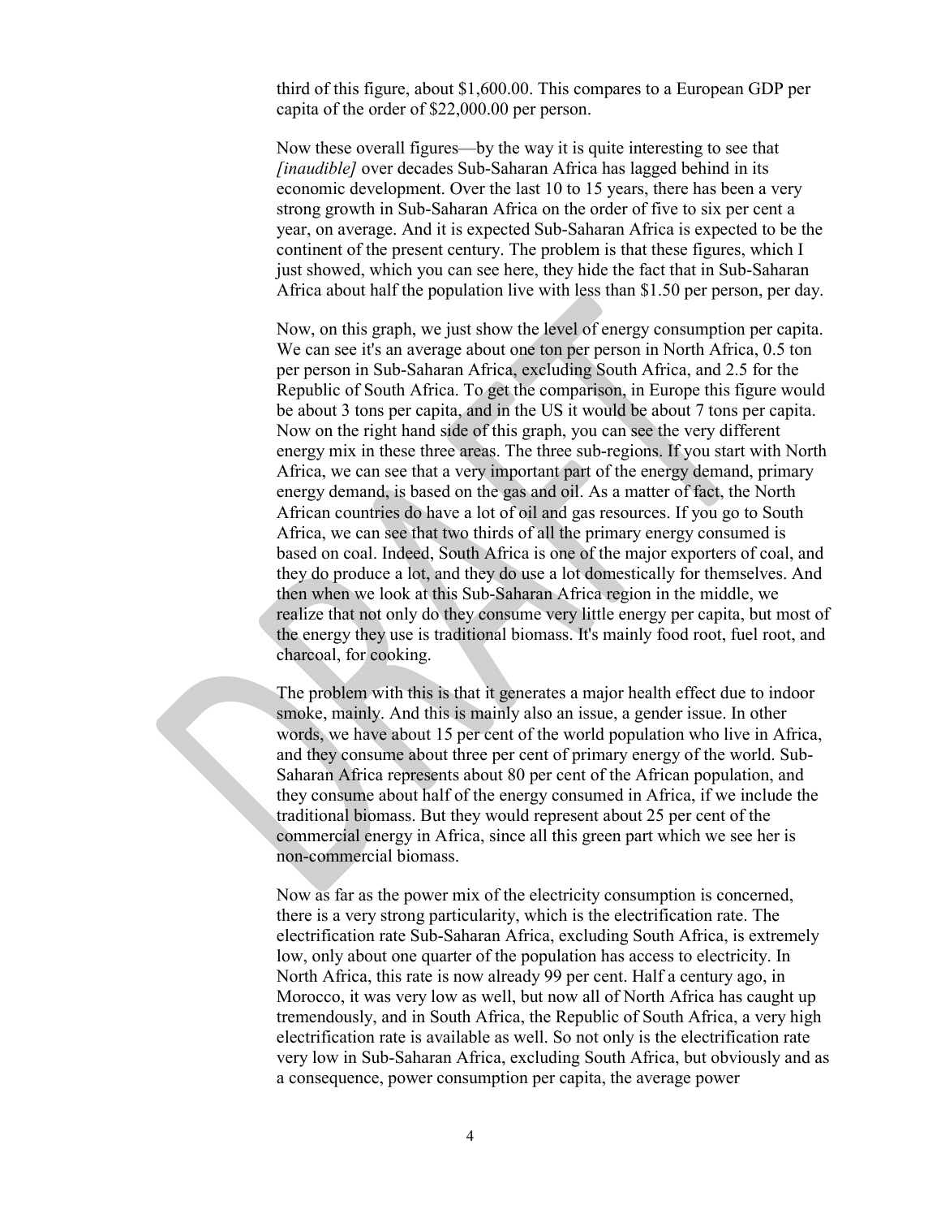third of this figure, about $1,600.00. This compares to a European GDP per capita of the order of $22,000.00 per person.

Now these overall figures—by the way it is quite interesting to see that *[inaudible]* over decades Sub-Saharan Africa has lagged behind in its economic development. Over the last 10 to 15 years, there has been a very strong growth in Sub-Saharan Africa on the order of five to six per cent a year, on average. And it is expected Sub-Saharan Africa is expected to be the continent of the present century. The problem is that these figures, which I just showed, which you can see here, they hide the fact that in Sub-Saharan Africa about half the population live with less than $1.50 per person, per day.

Now, on this graph, we just show the level of energy consumption per capita. We can see it's an average about one ton per person in North Africa, 0.5 ton per person in Sub-Saharan Africa, excluding South Africa, and 2.5 for the Republic of South Africa. To get the comparison, in Europe this figure would be about 3 tons per capita, and in the US it would be about 7 tons per capita. Now on the right hand side of this graph, you can see the very different energy mix in these three areas. The three sub-regions. If you start with North Africa, we can see that a very important part of the energy demand, primary energy demand, is based on the gas and oil. As a matter of fact, the North African countries do have a lot of oil and gas resources. If you go to South Africa, we can see that two thirds of all the primary energy consumed is based on coal. Indeed, South Africa is one of the major exporters of coal, and they do produce a lot, and they do use a lot domestically for themselves. And then when we look at this Sub-Saharan Africa region in the middle, we realize that not only do they consume very little energy per capita, but most of the energy they use is traditional biomass. It's mainly food root, fuel root, and charcoal, for cooking.

The problem with this is that it generates a major health effect due to indoor smoke, mainly. And this is mainly also an issue, a gender issue. In other words, we have about 15 per cent of the world population who live in Africa, and they consume about three per cent of primary energy of the world. Sub-Saharan Africa represents about 80 per cent of the African population, and they consume about half of the energy consumed in Africa, if we include the traditional biomass. But they would represent about 25 per cent of the commercial energy in Africa, since all this green part which we see her is non-commercial biomass.

Now as far as the power mix of the electricity consumption is concerned, there is a very strong particularity, which is the electrification rate. The electrification rate Sub-Saharan Africa, excluding South Africa, is extremely low, only about one quarter of the population has access to electricity. In North Africa, this rate is now already 99 per cent. Half a century ago, in Morocco, it was very low as well, but now all of North Africa has caught up tremendously, and in South Africa, the Republic of South Africa, a very high electrification rate is available as well. So not only is the electrification rate very low in Sub-Saharan Africa, excluding South Africa, but obviously and as a consequence, power consumption per capita, the average power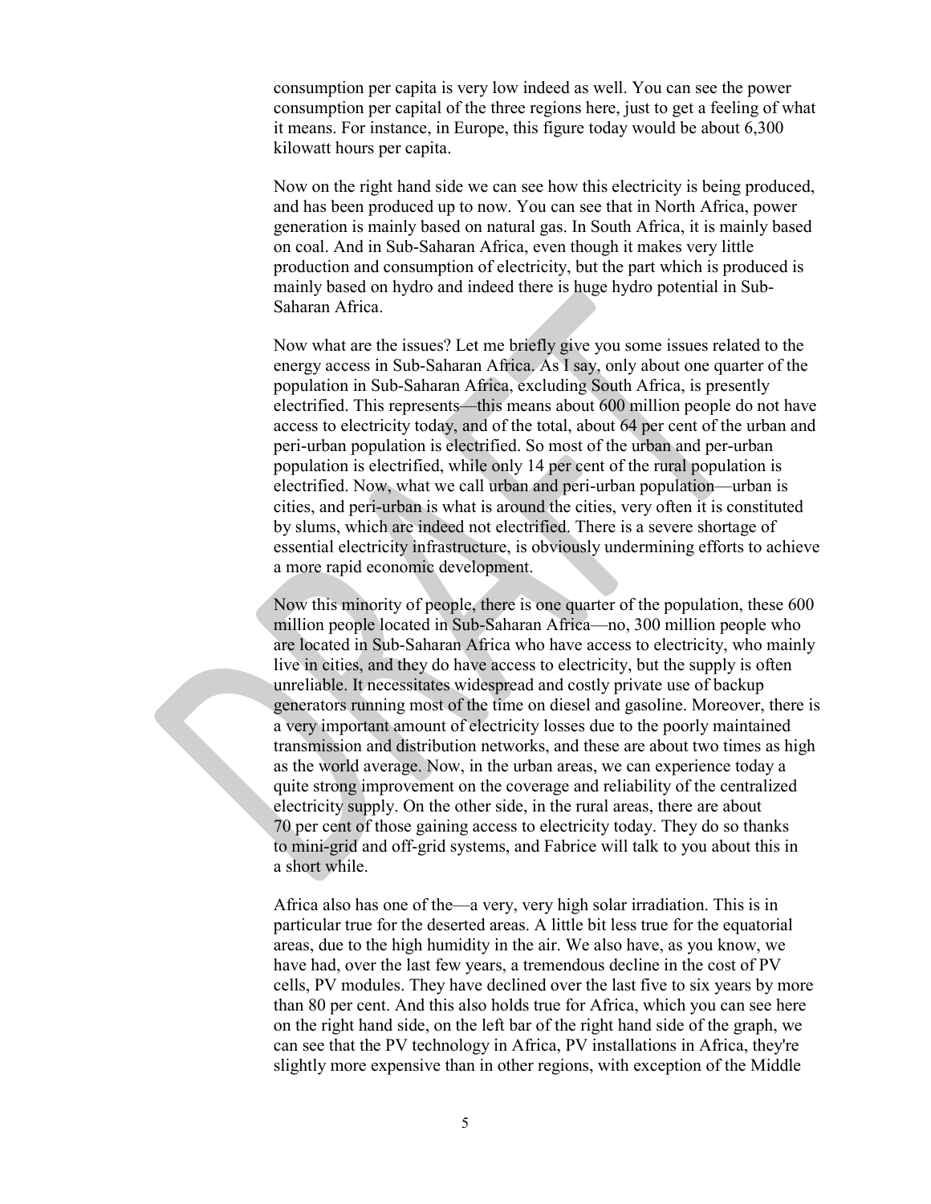consumption per capita is very low indeed as well. You can see the power consumption per capital of the three regions here, just to get a feeling of what it means. For instance, in Europe, this figure today would be about 6,300 kilowatt hours per capita.

Now on the right hand side we can see how this electricity is being produced, and has been produced up to now. You can see that in North Africa, power generation is mainly based on natural gas. In South Africa, it is mainly based on coal. And in Sub-Saharan Africa, even though it makes very little production and consumption of electricity, but the part which is produced is mainly based on hydro and indeed there is huge hydro potential in Sub-Saharan Africa.

Now what are the issues? Let me briefly give you some issues related to the energy access in Sub-Saharan Africa. As I say, only about one quarter of the population in Sub-Saharan Africa, excluding South Africa, is presently electrified. This represents—this means about 600 million people do not have access to electricity today, and of the total, about 64 per cent of the urban and peri-urban population is electrified. So most of the urban and per-urban population is electrified, while only 14 per cent of the rural population is electrified. Now, what we call urban and peri-urban population—urban is cities, and peri-urban is what is around the cities, very often it is constituted by slums, which are indeed not electrified. There is a severe shortage of essential electricity infrastructure, is obviously undermining efforts to achieve a more rapid economic development.

Now this minority of people, there is one quarter of the population, these 600 million people located in Sub-Saharan Africa—no, 300 million people who are located in Sub-Saharan Africa who have access to electricity, who mainly live in cities, and they do have access to electricity, but the supply is often unreliable. It necessitates widespread and costly private use of backup generators running most of the time on diesel and gasoline. Moreover, there is a very important amount of electricity losses due to the poorly maintained transmission and distribution networks, and these are about two times as high as the world average. Now, in the urban areas, we can experience today a quite strong improvement on the coverage and reliability of the centralized electricity supply. On the other side, in the rural areas, there are about 70 per cent of those gaining access to electricity today. They do so thanks to mini-grid and off-grid systems, and Fabrice will talk to you about this in a short while.

Africa also has one of the—a very, very high solar irradiation. This is in particular true for the deserted areas. A little bit less true for the equatorial areas, due to the high humidity in the air. We also have, as you know, we have had, over the last few years, a tremendous decline in the cost of PV cells, PV modules. They have declined over the last five to six years by more than 80 per cent. And this also holds true for Africa, which you can see here on the right hand side, on the left bar of the right hand side of the graph, we can see that the PV technology in Africa, PV installations in Africa, they're slightly more expensive than in other regions, with exception of the Middle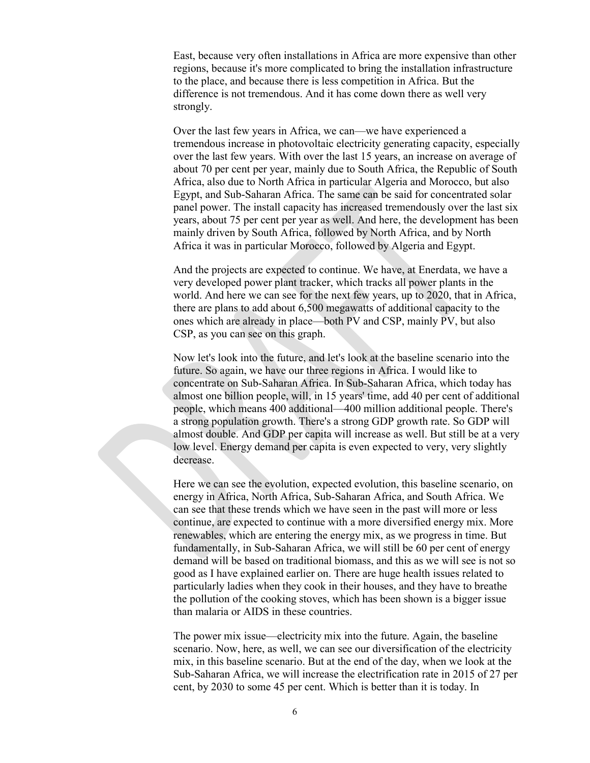East, because very often installations in Africa are more expensive than other regions, because it's more complicated to bring the installation infrastructure to the place, and because there is less competition in Africa. But the difference is not tremendous. And it has come down there as well very strongly.

Over the last few years in Africa, we can—we have experienced a tremendous increase in photovoltaic electricity generating capacity, especially over the last few years. With over the last 15 years, an increase on average of about 70 per cent per year, mainly due to South Africa, the Republic of South Africa, also due to North Africa in particular Algeria and Morocco, but also Egypt, and Sub-Saharan Africa. The same can be said for concentrated solar panel power. The install capacity has increased tremendously over the last six years, about 75 per cent per year as well. And here, the development has been mainly driven by South Africa, followed by North Africa, and by North Africa it was in particular Morocco, followed by Algeria and Egypt.

And the projects are expected to continue. We have, at Enerdata, we have a very developed power plant tracker, which tracks all power plants in the world. And here we can see for the next few years, up to 2020, that in Africa, there are plans to add about 6,500 megawatts of additional capacity to the ones which are already in place—both PV and CSP, mainly PV, but also CSP, as you can see on this graph.

Now let's look into the future, and let's look at the baseline scenario into the future. So again, we have our three regions in Africa. I would like to concentrate on Sub-Saharan Africa. In Sub-Saharan Africa, which today has almost one billion people, will, in 15 years' time, add 40 per cent of additional people, which means 400 additional—400 million additional people. There's a strong population growth. There's a strong GDP growth rate. So GDP will almost double. And GDP per capita will increase as well. But still be at a very low level. Energy demand per capita is even expected to very, very slightly decrease.

Here we can see the evolution, expected evolution, this baseline scenario, on energy in Africa, North Africa, Sub-Saharan Africa, and South Africa. We can see that these trends which we have seen in the past will more or less continue, are expected to continue with a more diversified energy mix. More renewables, which are entering the energy mix, as we progress in time. But fundamentally, in Sub-Saharan Africa, we will still be 60 per cent of energy demand will be based on traditional biomass, and this as we will see is not so good as I have explained earlier on. There are huge health issues related to particularly ladies when they cook in their houses, and they have to breathe the pollution of the cooking stoves, which has been shown is a bigger issue than malaria or AIDS in these countries.

The power mix issue—electricity mix into the future. Again, the baseline scenario. Now, here, as well, we can see our diversification of the electricity mix, in this baseline scenario. But at the end of the day, when we look at the Sub-Saharan Africa, we will increase the electrification rate in 2015 of 27 per cent, by 2030 to some 45 per cent. Which is better than it is today. In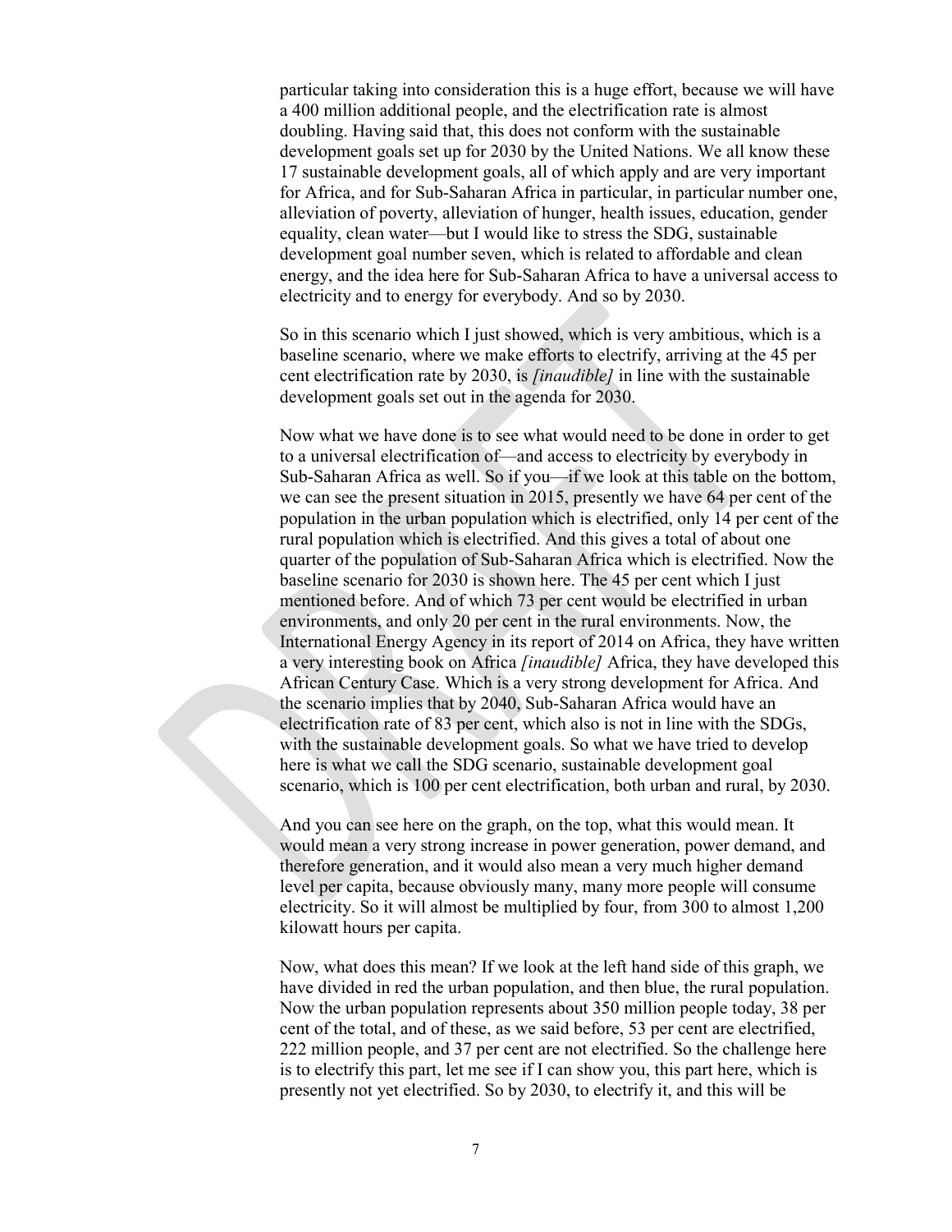particular taking into consideration this is a huge effort, because we will have a 400 million additional people, and the electrification rate is almost doubling. Having said that, this does not conform with the sustainable development goals set up for 2030 by the United Nations. We all know these 17 sustainable development goals, all of which apply and are very important for Africa, and for Sub-Saharan Africa in particular, in particular number one, alleviation of poverty, alleviation of hunger, health issues, education, gender equality, clean water—but I would like to stress the SDG, sustainable development goal number seven, which is related to affordable and clean energy, and the idea here for Sub-Saharan Africa to have a universal access to electricity and to energy for everybody. And so by 2030.

So in this scenario which I just showed, which is very ambitious, which is a baseline scenario, where we make efforts to electrify, arriving at the 45 per cent electrification rate by 2030, is *[inaudible]* in line with the sustainable development goals set out in the agenda for 2030.

Now what we have done is to see what would need to be done in order to get to a universal electrification of—and access to electricity by everybody in Sub-Saharan Africa as well. So if you—if we look at this table on the bottom, we can see the present situation in 2015, presently we have 64 per cent of the population in the urban population which is electrified, only 14 per cent of the rural population which is electrified. And this gives a total of about one quarter of the population of Sub-Saharan Africa which is electrified. Now the baseline scenario for 2030 is shown here. The 45 per cent which I just mentioned before. And of which 73 per cent would be electrified in urban environments, and only 20 per cent in the rural environments. Now, the International Energy Agency in its report of 2014 on Africa, they have written a very interesting book on Africa *[inaudible]* Africa, they have developed this African Century Case. Which is a very strong development for Africa. And the scenario implies that by 2040, Sub-Saharan Africa would have an electrification rate of 83 per cent, which also is not in line with the SDGs, with the sustainable development goals. So what we have tried to develop here is what we call the SDG scenario, sustainable development goal scenario, which is 100 per cent electrification, both urban and rural, by 2030.

And you can see here on the graph, on the top, what this would mean. It would mean a very strong increase in power generation, power demand, and therefore generation, and it would also mean a very much higher demand level per capita, because obviously many, many more people will consume electricity. So it will almost be multiplied by four, from 300 to almost 1,200 kilowatt hours per capita.

Now, what does this mean? If we look at the left hand side of this graph, we have divided in red the urban population, and then blue, the rural population. Now the urban population represents about 350 million people today, 38 per cent of the total, and of these, as we said before, 53 per cent are electrified, 222 million people, and 37 per cent are not electrified. So the challenge here is to electrify this part, let me see if I can show you, this part here, which is presently not yet electrified. So by 2030, to electrify it, and this will be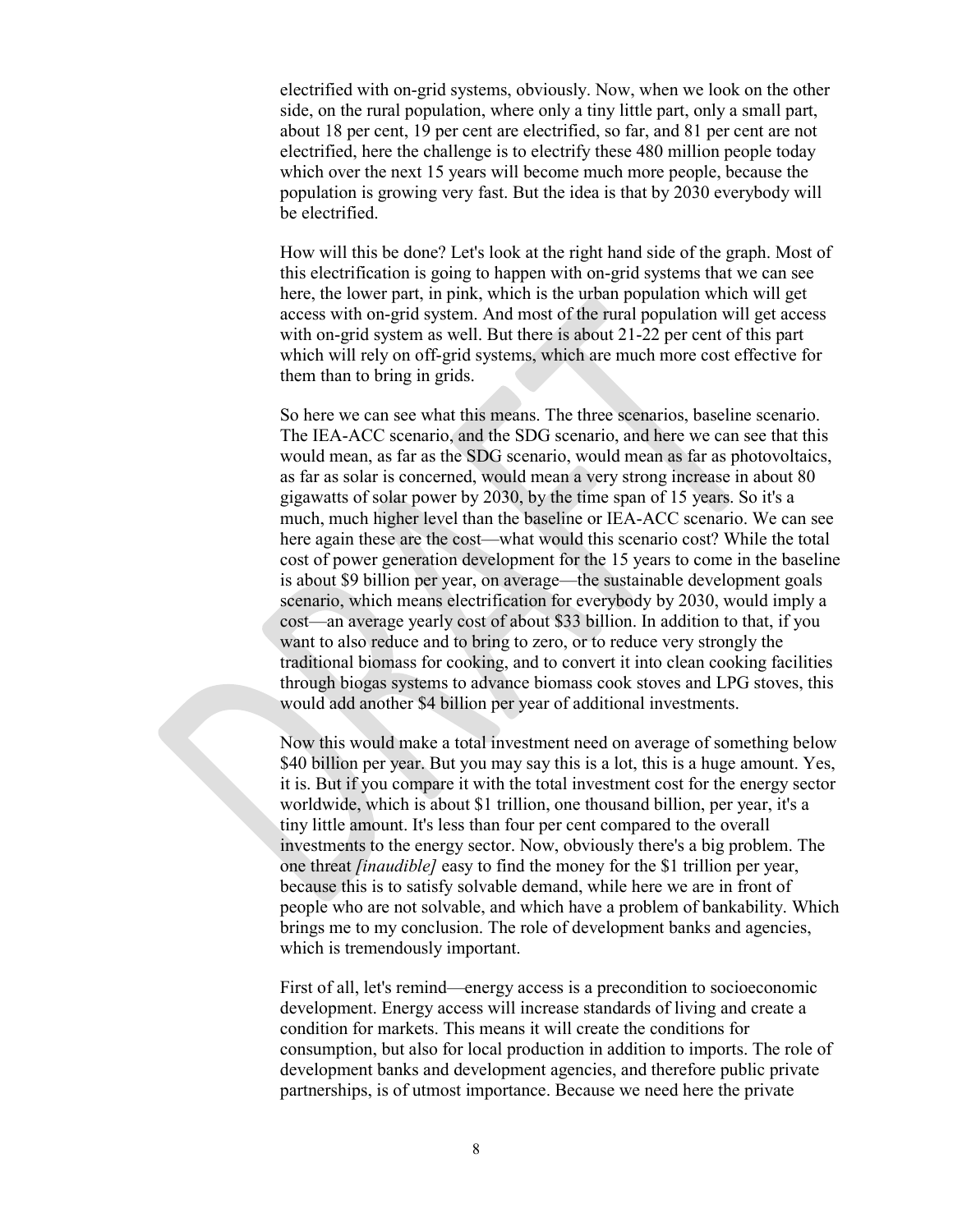electrified with on-grid systems, obviously. Now, when we look on the other side, on the rural population, where only a tiny little part, only a small part, about 18 per cent, 19 per cent are electrified, so far, and 81 per cent are not electrified, here the challenge is to electrify these 480 million people today which over the next 15 years will become much more people, because the population is growing very fast. But the idea is that by 2030 everybody will be electrified.

How will this be done? Let's look at the right hand side of the graph. Most of this electrification is going to happen with on-grid systems that we can see here, the lower part, in pink, which is the urban population which will get access with on-grid system. And most of the rural population will get access with on-grid system as well. But there is about 21-22 per cent of this part which will rely on off-grid systems, which are much more cost effective for them than to bring in grids.

So here we can see what this means. The three scenarios, baseline scenario. The IEA-ACC scenario, and the SDG scenario, and here we can see that this would mean, as far as the SDG scenario, would mean as far as photovoltaics, as far as solar is concerned, would mean a very strong increase in about 80 gigawatts of solar power by 2030, by the time span of 15 years. So it's a much, much higher level than the baseline or IEA-ACC scenario. We can see here again these are the cost—what would this scenario cost? While the total cost of power generation development for the 15 years to come in the baseline is about $9 billion per year, on average—the sustainable development goals scenario, which means electrification for everybody by 2030, would imply a cost—an average yearly cost of about $33 billion. In addition to that, if you want to also reduce and to bring to zero, or to reduce very strongly the traditional biomass for cooking, and to convert it into clean cooking facilities through biogas systems to advance biomass cook stoves and LPG stoves, this would add another $4 billion per year of additional investments.

Now this would make a total investment need on average of something below $40 billion per year. But you may say this is a lot, this is a huge amount. Yes, it is. But if you compare it with the total investment cost for the energy sector worldwide, which is about $1 trillion, one thousand billion, per year, it's a tiny little amount. It's less than four per cent compared to the overall investments to the energy sector. Now, obviously there's a big problem. The one threat *[inaudible]* easy to find the money for the $1 trillion per year, because this is to satisfy solvable demand, while here we are in front of people who are not solvable, and which have a problem of bankability. Which brings me to my conclusion. The role of development banks and agencies, which is tremendously important.

First of all, let's remind—energy access is a precondition to socioeconomic development. Energy access will increase standards of living and create a condition for markets. This means it will create the conditions for consumption, but also for local production in addition to imports. The role of development banks and development agencies, and therefore public private partnerships, is of utmost importance. Because we need here the private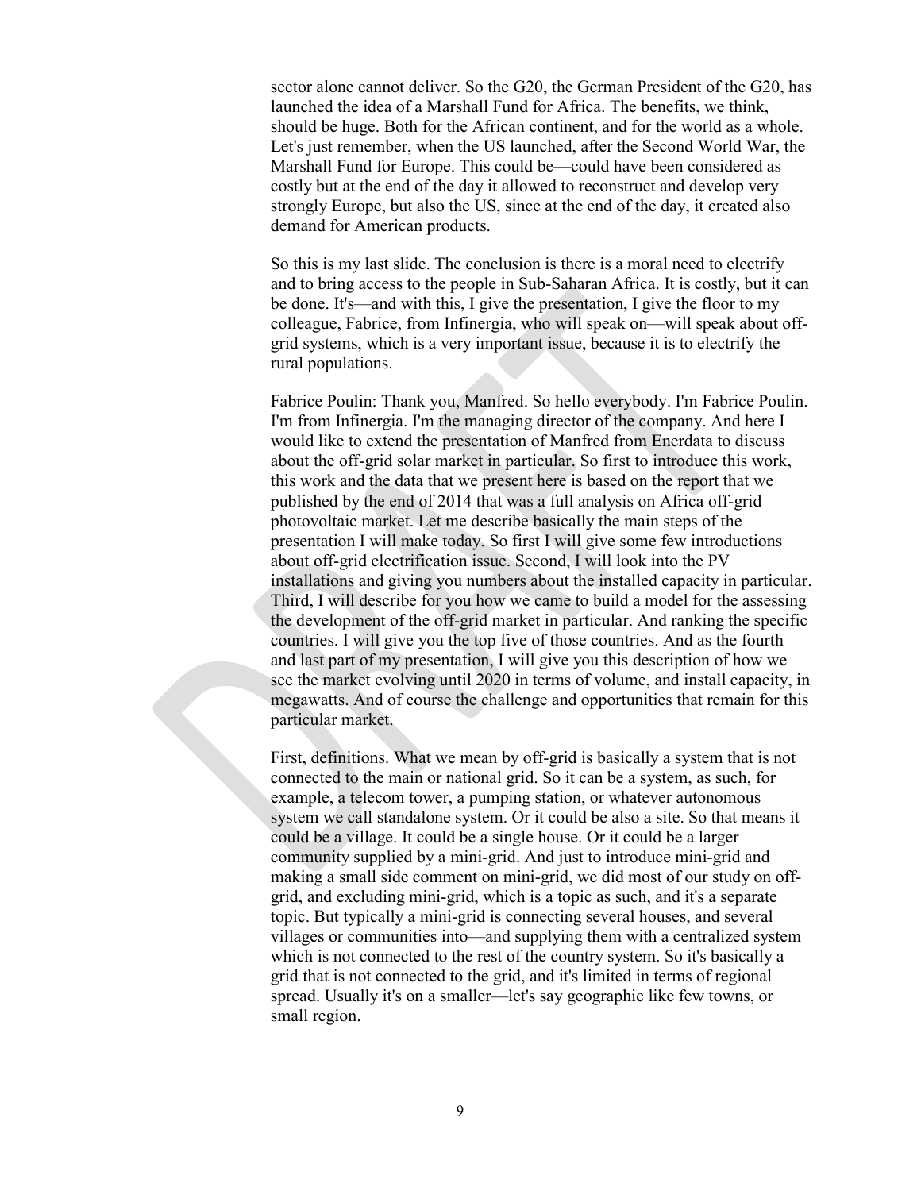sector alone cannot deliver. So the G20, the German President of the G20, has launched the idea of a Marshall Fund for Africa. The benefits, we think, should be huge. Both for the African continent, and for the world as a whole. Let's just remember, when the US launched, after the Second World War, the Marshall Fund for Europe. This could be—could have been considered as costly but at the end of the day it allowed to reconstruct and develop very strongly Europe, but also the US, since at the end of the day, it created also demand for American products.

So this is my last slide. The conclusion is there is a moral need to electrify and to bring access to the people in Sub-Saharan Africa. It is costly, but it can be done. It's—and with this, I give the presentation, I give the floor to my colleague, Fabrice, from Infinergia, who will speak on—will speak about off-grid systems, which is a very important issue, because it is to electrify the rural populations.

Fabrice Poulin: Thank you, Manfred. So hello everybody. I'm Fabrice Poulin. I'm from Infinergia. I'm the managing director of the company. And here I would like to extend the presentation of Manfred from Enerdata to discuss about the off-grid solar market in particular. So first to introduce this work, this work and the data that we present here is based on the report that we published by the end of 2014 that was a full analysis on Africa off-grid photovoltaic market. Let me describe basically the main steps of the presentation I will make today. So first I will give some few introductions about off-grid electrification issue. Second, I will look into the PV installations and giving you numbers about the installed capacity in particular. Third, I will describe for you how we came to build a model for the assessing the development of the off-grid market in particular. And ranking the specific countries. I will give you the top five of those countries. And as the fourth and last part of my presentation, I will give you this description of how we see the market evolving until 2020 in terms of volume, and install capacity, in megawatts. And of course the challenge and opportunities that remain for this particular market.

First, definitions. What we mean by off-grid is basically a system that is not connected to the main or national grid. So it can be a system, as such, for example, a telecom tower, a pumping station, or whatever autonomous system we call standalone system. Or it could be also a site. So that means it could be a village. It could be a single house. Or it could be a larger community supplied by a mini-grid. And just to introduce mini-grid and making a small side comment on mini-grid, we did most of our study on off-grid, and excluding mini-grid, which is a topic as such, and it's a separate topic. But typically a mini-grid is connecting several houses, and several villages or communities into—and supplying them with a centralized system which is not connected to the rest of the country system. So it's basically a grid that is not connected to the grid, and it's limited in terms of regional spread. Usually it's on a smaller—let's say geographic like few towns, or small region.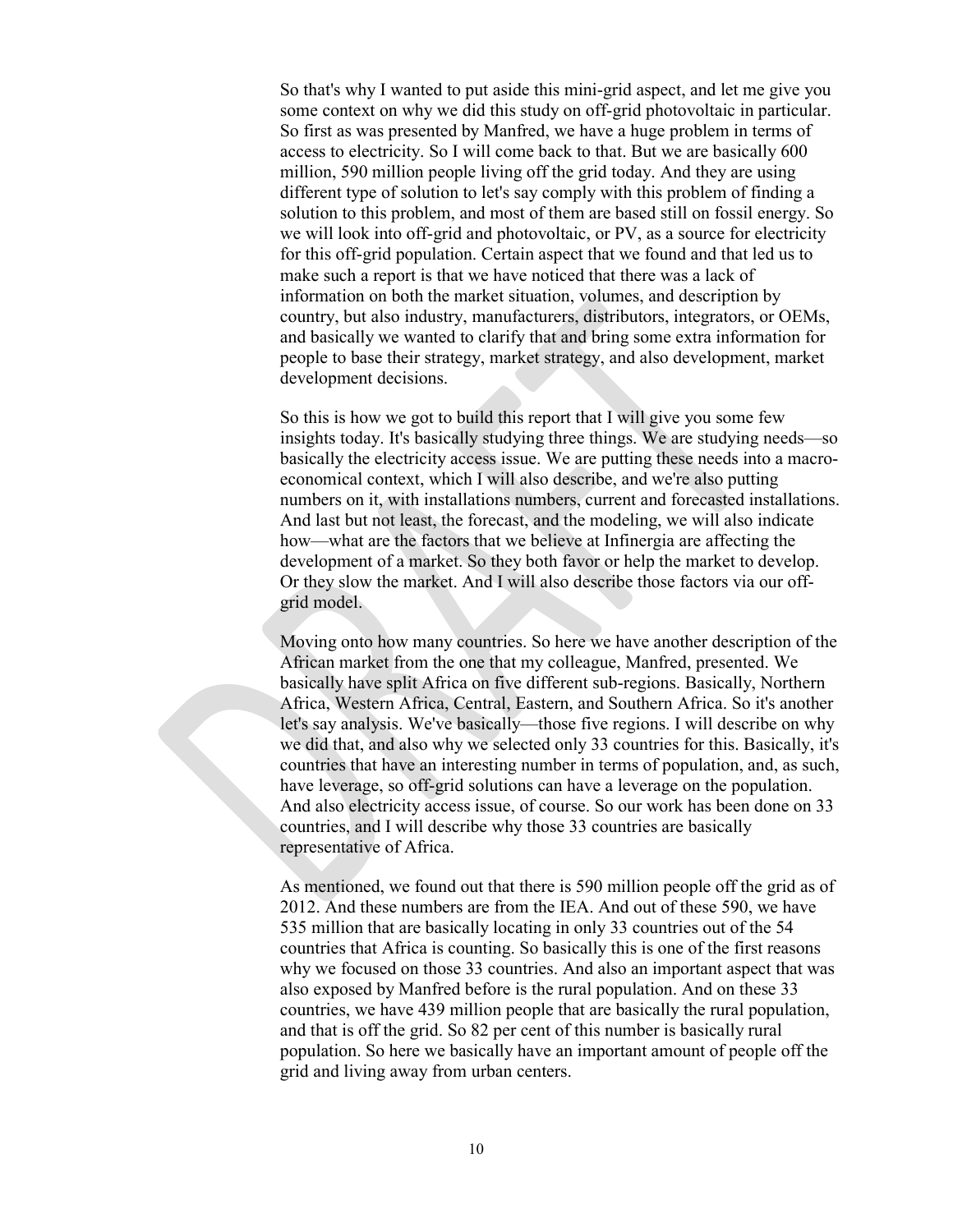So that's why I wanted to put aside this mini-grid aspect, and let me give you some context on why we did this study on off-grid photovoltaic in particular. So first as was presented by Manfred, we have a huge problem in terms of access to electricity. So I will come back to that. But we are basically 600 million, 590 million people living off the grid today. And they are using different type of solution to let's say comply with this problem of finding a solution to this problem, and most of them are based still on fossil energy. So we will look into off-grid and photovoltaic, or PV, as a source for electricity for this off-grid population. Certain aspect that we found and that led us to make such a report is that we have noticed that there was a lack of information on both the market situation, volumes, and description by country, but also industry, manufacturers, distributors, integrators, or OEMs, and basically we wanted to clarify that and bring some extra information for people to base their strategy, market strategy, and also development, market development decisions.

So this is how we got to build this report that I will give you some few insights today. It's basically studying three things. We are studying needs—so basically the electricity access issue. We are putting these needs into a macro-economical context, which I will also describe, and we're also putting numbers on it, with installations numbers, current and forecasted installations. And last but not least, the forecast, and the modeling, we will also indicate how—what are the factors that we believe at Infinergia are affecting the development of a market. So they both favor or help the market to develop. Or they slow the market. And I will also describe those factors via our off-grid model.

Moving onto how many countries. So here we have another description of the African market from the one that my colleague, Manfred, presented. We basically have split Africa on five different sub-regions. Basically, Northern Africa, Western Africa, Central, Eastern, and Southern Africa. So it's another let's say analysis. We've basically—those five regions. I will describe on why we did that, and also why we selected only 33 countries for this. Basically, it's countries that have an interesting number in terms of population, and, as such, have leverage, so off-grid solutions can have a leverage on the population. And also electricity access issue, of course. So our work has been done on 33 countries, and I will describe why those 33 countries are basically representative of Africa.

As mentioned, we found out that there is 590 million people off the grid as of 2012. And these numbers are from the IEA. And out of these 590, we have 535 million that are basically locating in only 33 countries out of the 54 countries that Africa is counting. So basically this is one of the first reasons why we focused on those 33 countries. And also an important aspect that was also exposed by Manfred before is the rural population. And on these 33 countries, we have 439 million people that are basically the rural population, and that is off the grid. So 82 per cent of this number is basically rural population. So here we basically have an important amount of people off the grid and living away from urban centers.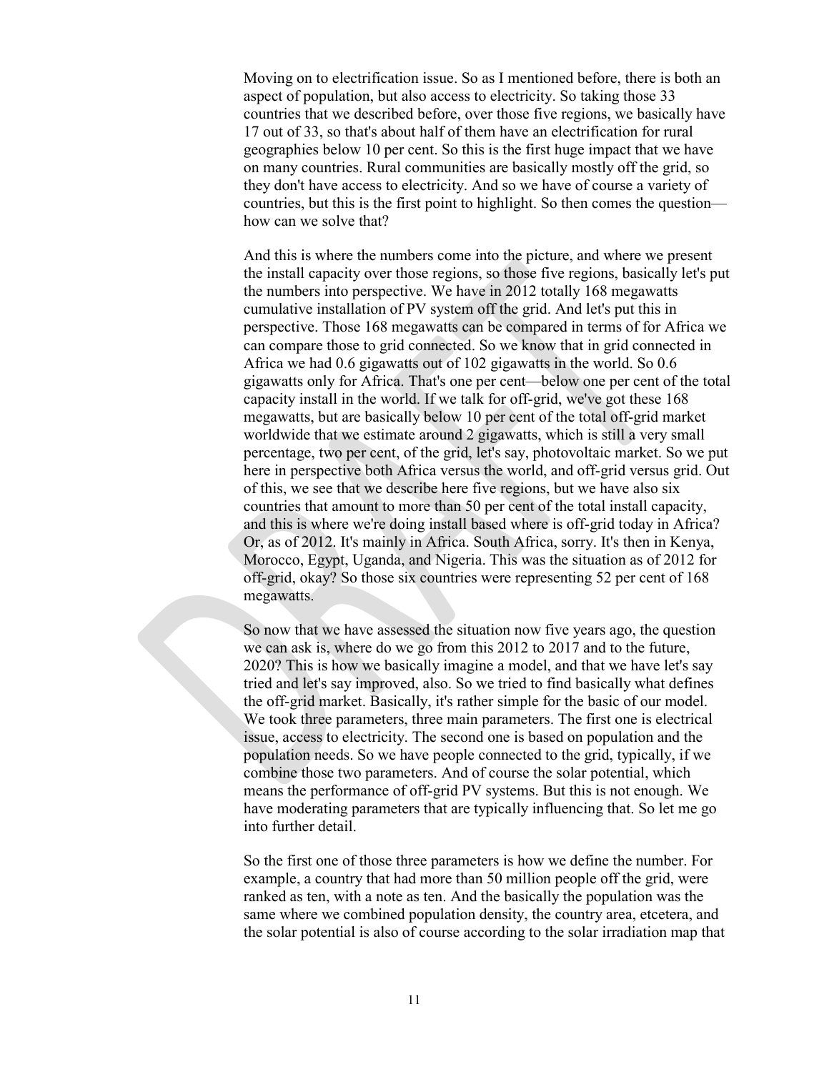Moving on to electrification issue. So as I mentioned before, there is both an aspect of population, but also access to electricity. So taking those 33 countries that we described before, over those five regions, we basically have 17 out of 33, so that's about half of them have an electrification for rural geographies below 10 per cent. So this is the first huge impact that we have on many countries. Rural communities are basically mostly off the grid, so they don't have access to electricity. And so we have of course a variety of countries, but this is the first point to highlight. So then comes the question—how can we solve that?

And this is where the numbers come into the picture, and where we present the install capacity over those regions, so those five regions, basically let's put the numbers into perspective. We have in 2012 totally 168 megawatts cumulative installation of PV system off the grid. And let's put this in perspective. Those 168 megawatts can be compared in terms of for Africa we can compare those to grid connected. So we know that in grid connected in Africa we had 0.6 gigawatts out of 102 gigawatts in the world. So 0.6 gigawatts only for Africa. That's one per cent—below one per cent of the total capacity install in the world. If we talk for off-grid, we've got these 168 megawatts, but are basically below 10 per cent of the total off-grid market worldwide that we estimate around 2 gigawatts, which is still a very small percentage, two per cent, of the grid, let's say, photovoltaic market. So we put here in perspective both Africa versus the world, and off-grid versus grid. Out of this, we see that we describe here five regions, but we have also six countries that amount to more than 50 per cent of the total install capacity, and this is where we're doing install based where is off-grid today in Africa? Or, as of 2012. It's mainly in Africa. South Africa, sorry. It's then in Kenya, Morocco, Egypt, Uganda, and Nigeria. This was the situation as of 2012 for off-grid, okay? So those six countries were representing 52 per cent of 168 megawatts.

So now that we have assessed the situation now five years ago, the question we can ask is, where do we go from this 2012 to 2017 and to the future, 2020? This is how we basically imagine a model, and that we have let's say tried and let's say improved, also. So we tried to find basically what defines the off-grid market. Basically, it's rather simple for the basic of our model. We took three parameters, three main parameters. The first one is electrical issue, access to electricity. The second one is based on population and the population needs. So we have people connected to the grid, typically, if we combine those two parameters. And of course the solar potential, which means the performance of off-grid PV systems. But this is not enough. We have moderating parameters that are typically influencing that. So let me go into further detail.

So the first one of those three parameters is how we define the number. For example, a country that had more than 50 million people off the grid, were ranked as ten, with a note as ten. And the basically the population was the same where we combined population density, the country area, etcetera, and the solar potential is also of course according to the solar irradiation map that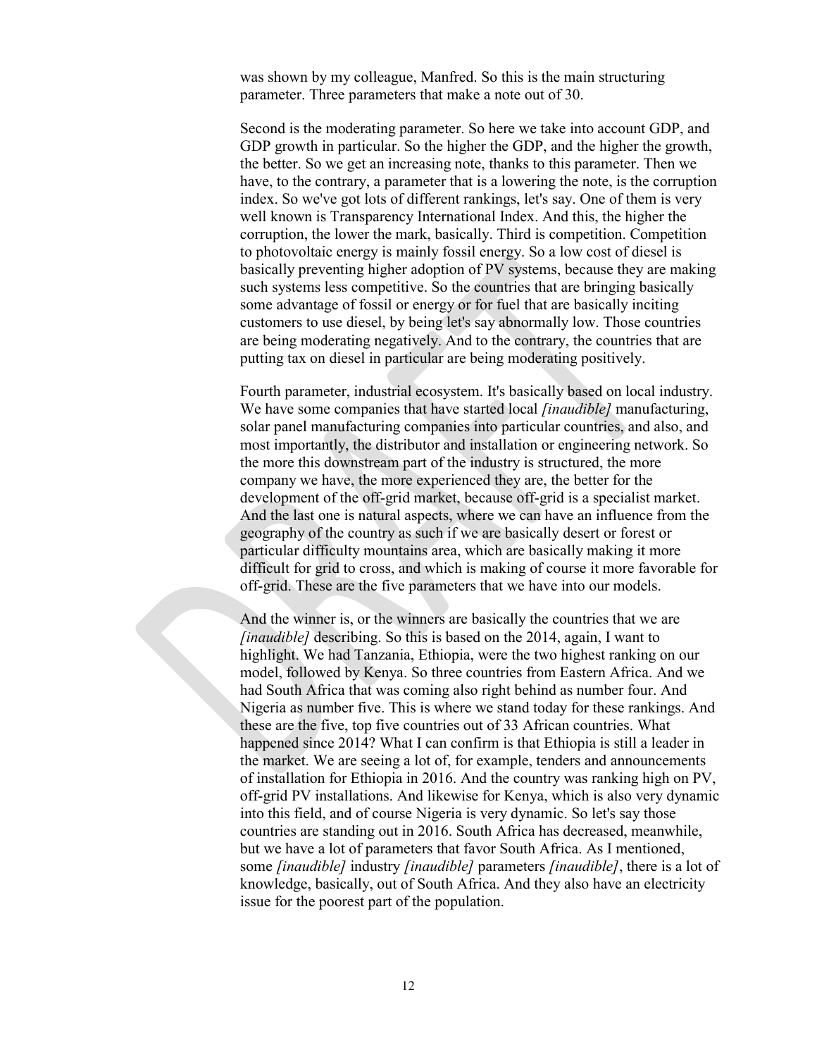was shown by my colleague, Manfred. So this is the main structuring parameter. Three parameters that make a note out of 30.

Second is the moderating parameter. So here we take into account GDP, and GDP growth in particular. So the higher the GDP, and the higher the growth, the better. So we get an increasing note, thanks to this parameter. Then we have, to the contrary, a parameter that is a lowering the note, is the corruption index. So we've got lots of different rankings, let's say. One of them is very well known is Transparency International Index. And this, the higher the corruption, the lower the mark, basically. Third is competition. Competition to photovoltaic energy is mainly fossil energy. So a low cost of diesel is basically preventing higher adoption of PV systems, because they are making such systems less competitive. So the countries that are bringing basically some advantage of fossil or energy or for fuel that are basically inciting customers to use diesel, by being let's say abnormally low. Those countries are being moderating negatively. And to the contrary, the countries that are putting tax on diesel in particular are being moderating positively.

Fourth parameter, industrial ecosystem. It's basically based on local industry. We have some companies that have started local *[inaudible]* manufacturing, solar panel manufacturing companies into particular countries, and also, and most importantly, the distributor and installation or engineering network. So the more this downstream part of the industry is structured, the more company we have, the more experienced they are, the better for the development of the off-grid market, because off-grid is a specialist market. And the last one is natural aspects, where we can have an influence from the geography of the country as such if we are basically desert or forest or particular difficulty mountains area, which are basically making it more difficult for grid to cross, and which is making of course it more favorable for off-grid. These are the five parameters that we have into our models.

And the winner is, or the winners are basically the countries that we are *[inaudible]* describing. So this is based on the 2014, again, I want to highlight. We had Tanzania, Ethiopia, were the two highest ranking on our model, followed by Kenya. So three countries from Eastern Africa. And we had South Africa that was coming also right behind as number four. And Nigeria as number five. This is where we stand today for these rankings. And these are the five, top five countries out of 33 African countries. What happened since 2014? What I can confirm is that Ethiopia is still a leader in the market. We are seeing a lot of, for example, tenders and announcements of installation for Ethiopia in 2016. And the country was ranking high on PV, off-grid PV installations. And likewise for Kenya, which is also very dynamic into this field, and of course Nigeria is very dynamic. So let's say those countries are standing out in 2016. South Africa has decreased, meanwhile, but we have a lot of parameters that favor South Africa. As I mentioned, some *[inaudible]* industry *[inaudible]* parameters *[inaudible]*, there is a lot of knowledge, basically, out of South Africa. And they also have an electricity issue for the poorest part of the population.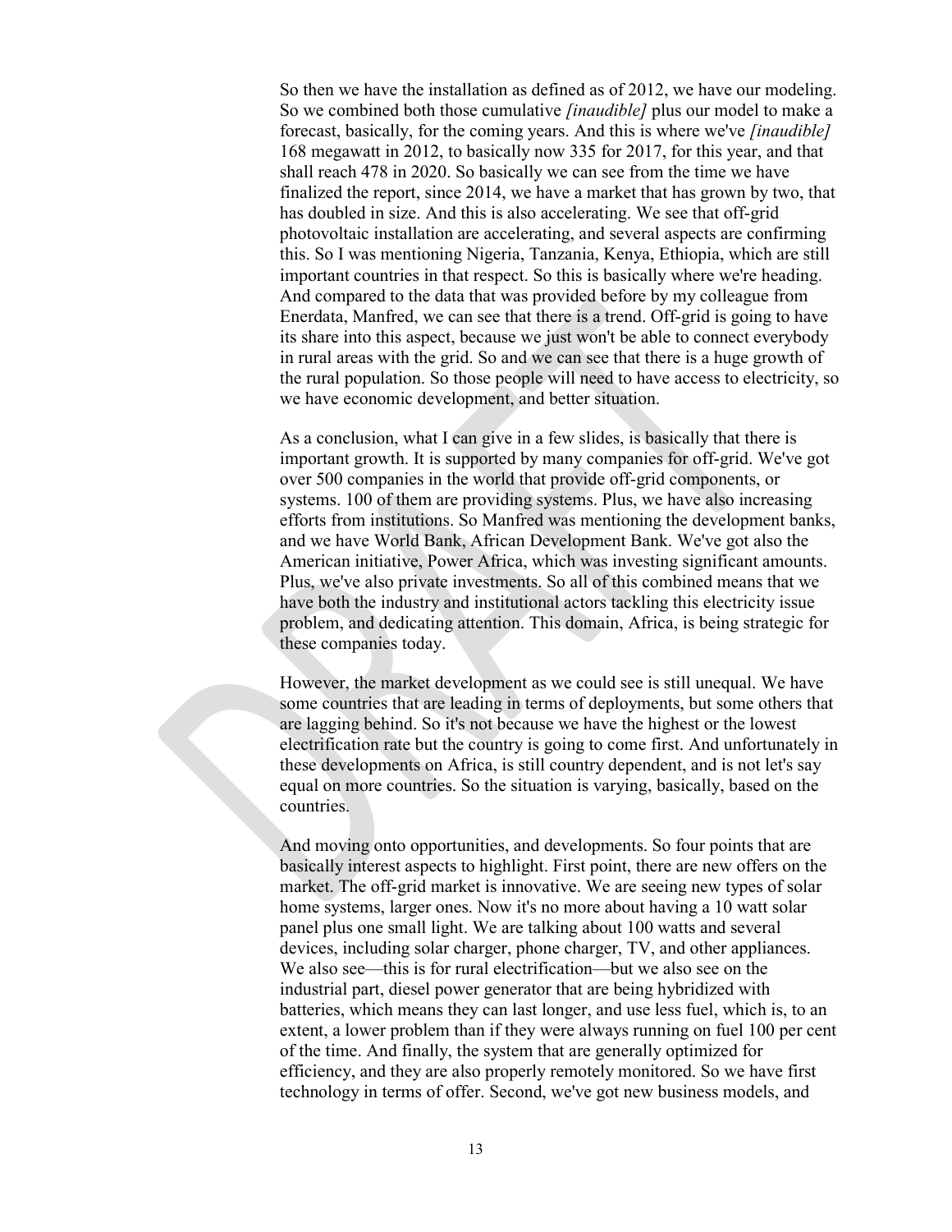So then we have the installation as defined as of 2012, we have our modeling. So we combined both those cumulative *[inaudible]* plus our model to make a forecast, basically, for the coming years. And this is where we've *[inaudible]* 168 megawatt in 2012, to basically now 335 for 2017, for this year, and that shall reach 478 in 2020. So basically we can see from the time we have finalized the report, since 2014, we have a market that has grown by two, that has doubled in size. And this is also accelerating. We see that off-grid photovoltaic installation are accelerating, and several aspects are confirming this. So I was mentioning Nigeria, Tanzania, Kenya, Ethiopia, which are still important countries in that respect. So this is basically where we're heading. And compared to the data that was provided before by my colleague from Enerdata, Manfred, we can see that there is a trend. Off-grid is going to have its share into this aspect, because we just won't be able to connect everybody in rural areas with the grid. So and we can see that there is a huge growth of the rural population. So those people will need to have access to electricity, so we have economic development, and better situation.

As a conclusion, what I can give in a few slides, is basically that there is important growth. It is supported by many companies for off-grid. We've got over 500 companies in the world that provide off-grid components, or systems. 100 of them are providing systems. Plus, we have also increasing efforts from institutions. So Manfred was mentioning the development banks, and we have World Bank, African Development Bank. We've got also the American initiative, Power Africa, which was investing significant amounts. Plus, we've also private investments. So all of this combined means that we have both the industry and institutional actors tackling this electricity issue problem, and dedicating attention. This domain, Africa, is being strategic for these companies today.

However, the market development as we could see is still unequal. We have some countries that are leading in terms of deployments, but some others that are lagging behind. So it's not because we have the highest or the lowest electrification rate but the country is going to come first. And unfortunately in these developments on Africa, is still country dependent, and is not let's say equal on more countries. So the situation is varying, basically, based on the countries.

And moving onto opportunities, and developments. So four points that are basically interest aspects to highlight. First point, there are new offers on the market. The off-grid market is innovative. We are seeing new types of solar home systems, larger ones. Now it's no more about having a 10 watt solar panel plus one small light. We are talking about 100 watts and several devices, including solar charger, phone charger, TV, and other appliances. We also see—this is for rural electrification—but we also see on the industrial part, diesel power generator that are being hybridized with batteries, which means they can last longer, and use less fuel, which is, to an extent, a lower problem than if they were always running on fuel 100 per cent of the time. And finally, the system that are generally optimized for efficiency, and they are also properly remotely monitored. So we have first technology in terms of offer. Second, we've got new business models, and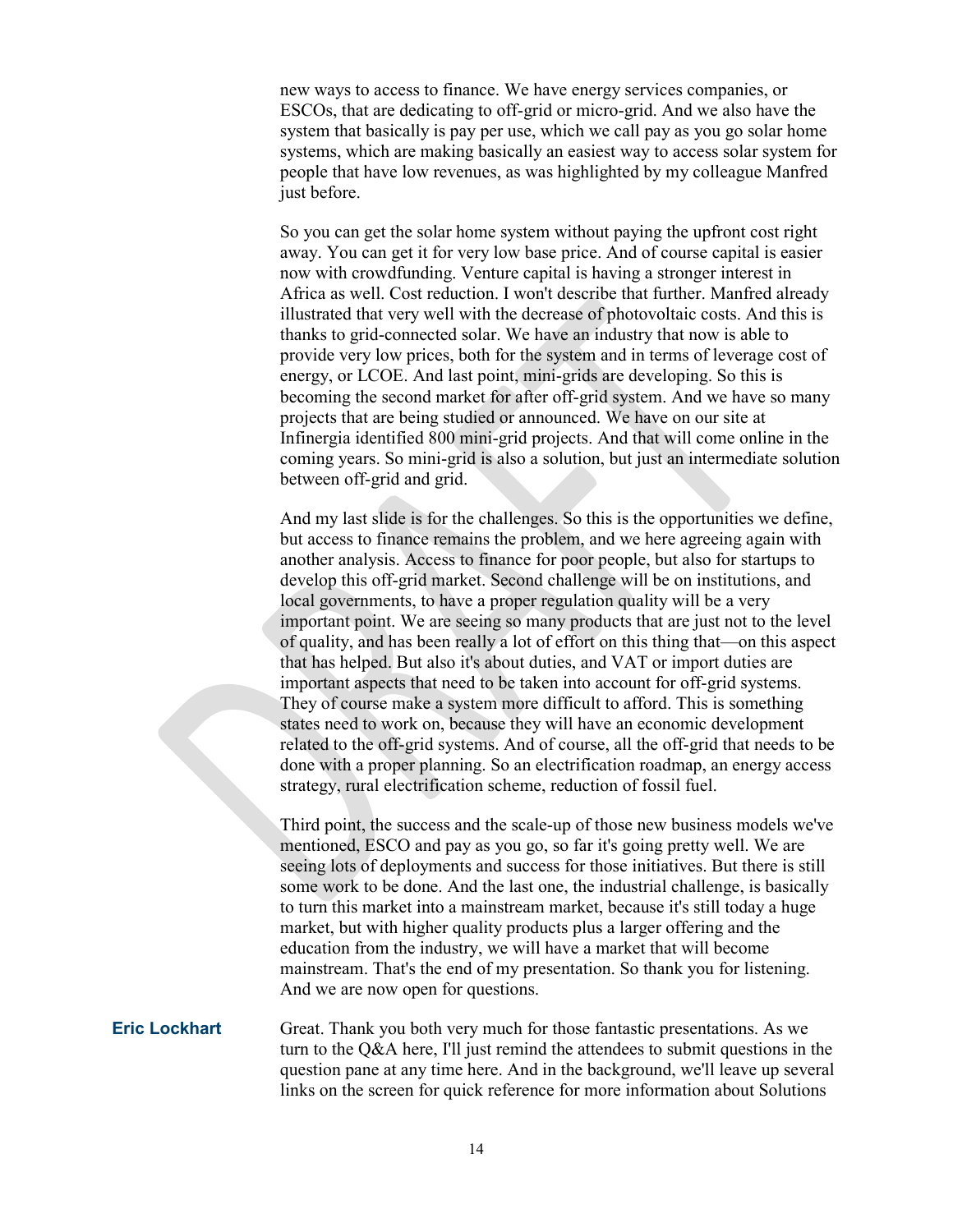new ways to access to finance. We have energy services companies, or ESCOs, that are dedicating to off-grid or micro-grid. And we also have the system that basically is pay per use, which we call pay as you go solar home systems, which are making basically an easiest way to access solar system for people that have low revenues, as was highlighted by my colleague Manfred just before.

So you can get the solar home system without paying the upfront cost right away. You can get it for very low base price. And of course capital is easier now with crowdfunding. Venture capital is having a stronger interest in Africa as well. Cost reduction. I won't describe that further. Manfred already illustrated that very well with the decrease of photovoltaic costs. And this is thanks to grid-connected solar. We have an industry that now is able to provide very low prices, both for the system and in terms of leverage cost of energy, or LCOE. And last point, mini-grids are developing. So this is becoming the second market for after off-grid system. And we have so many projects that are being studied or announced. We have on our site at Infinergia identified 800 mini-grid projects. And that will come online in the coming years. So mini-grid is also a solution, but just an intermediate solution between off-grid and grid.

And my last slide is for the challenges. So this is the opportunities we define, but access to finance remains the problem, and we here agreeing again with another analysis. Access to finance for poor people, but also for startups to develop this off-grid market. Second challenge will be on institutions, and local governments, to have a proper regulation quality will be a very important point. We are seeing so many products that are just not to the level of quality, and has been really a lot of effort on this thing that—on this aspect that has helped. But also it's about duties, and VAT or import duties are important aspects that need to be taken into account for off-grid systems. They of course make a system more difficult to afford. This is something states need to work on, because they will have an economic development related to the off-grid systems. And of course, all the off-grid that needs to be done with a proper planning. So an electrification roadmap, an energy access strategy, rural electrification scheme, reduction of fossil fuel.

Third point, the success and the scale-up of those new business models we've mentioned, ESCO and pay as you go, so far it's going pretty well. We are seeing lots of deployments and success for those initiatives. But there is still some work to be done. And the last one, the industrial challenge, is basically to turn this market into a mainstream market, because it's still today a huge market, but with higher quality products plus a larger offering and the education from the industry, we will have a market that will become mainstream. That's the end of my presentation. So thank you for listening. And we are now open for questions.

**Eric Lockhart** Great. Thank you both very much for those fantastic presentations. As we turn to the Q&A here, I'll just remind the attendees to submit questions in the question pane at any time here. And in the background, we'll leave up several links on the screen for quick reference for more information about Solutions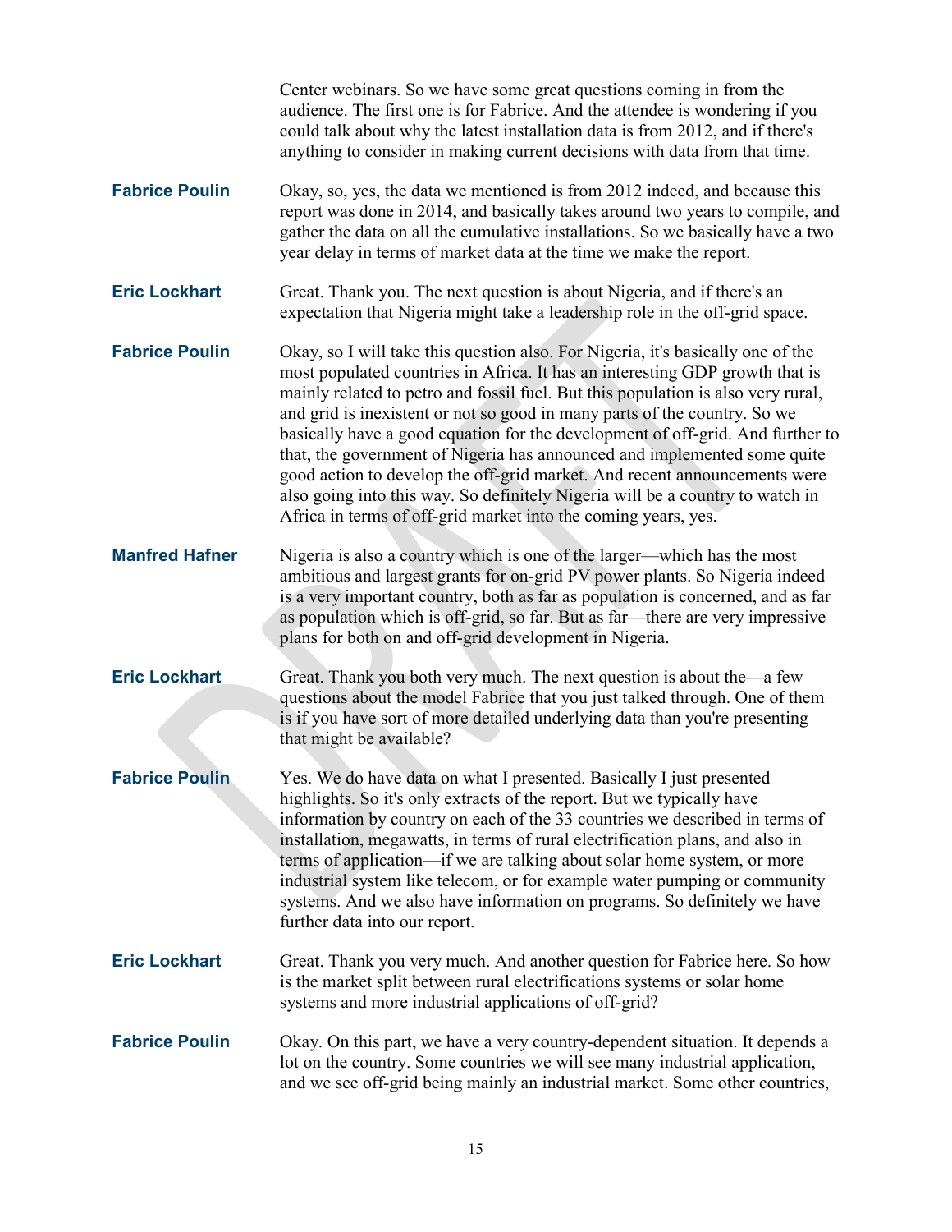Center webinars. So we have some great questions coming in from the audience. The first one is for Fabrice. And the attendee is wondering if you could talk about why the latest installation data is from 2012, and if there's anything to consider in making current decisions with data from that time.

**Fabrice Poulin** Okay, so, yes, the data we mentioned is from 2012 indeed, and because this report was done in 2014, and basically takes around two years to compile, and gather the data on all the cumulative installations. So we basically have a two year delay in terms of market data at the time we make the report.

**Eric Lockhart** Great. Thank you. The next question is about Nigeria, and if there's an expectation that Nigeria might take a leadership role in the off-grid space.

**Fabrice Poulin** Okay, so I will take this question also. For Nigeria, it's basically one of the most populated countries in Africa. It has an interesting GDP growth that is mainly related to petro and fossil fuel. But this population is also very rural, and grid is inexistent or not so good in many parts of the country. So we basically have a good equation for the development of off-grid. And further to that, the government of Nigeria has announced and implemented some quite good action to develop the off-grid market. And recent announcements were also going into this way. So definitely Nigeria will be a country to watch in Africa in terms of off-grid market into the coming years, yes.

**Manfred Hafner** Nigeria is also a country which is one of the larger—which has the most ambitious and largest grants for on-grid PV power plants. So Nigeria indeed is a very important country, both as far as population is concerned, and as far as population which is off-grid, so far. But as far—there are very impressive plans for both on and off-grid development in Nigeria.

**Eric Lockhart** Great. Thank you both very much. The next question is about the—a few questions about the model Fabrice that you just talked through. One of them is if you have sort of more detailed underlying data than you're presenting that might be available?

**Fabrice Poulin** Yes. We do have data on what I presented. Basically I just presented highlights. So it's only extracts of the report. But we typically have information by country on each of the 33 countries we described in terms of installation, megawatts, in terms of rural electrification plans, and also in terms of application—if we are talking about solar home system, or more industrial system like telecom, or for example water pumping or community systems. And we also have information on programs. So definitely we have further data into our report.

**Eric Lockhart** Great. Thank you very much. And another question for Fabrice here. So how is the market split between rural electrifications systems or solar home systems and more industrial applications of off-grid?

**Fabrice Poulin** Okay. On this part, we have a very country-dependent situation. It depends a lot on the country. Some countries we will see many industrial application, and we see off-grid being mainly an industrial market. Some other countries,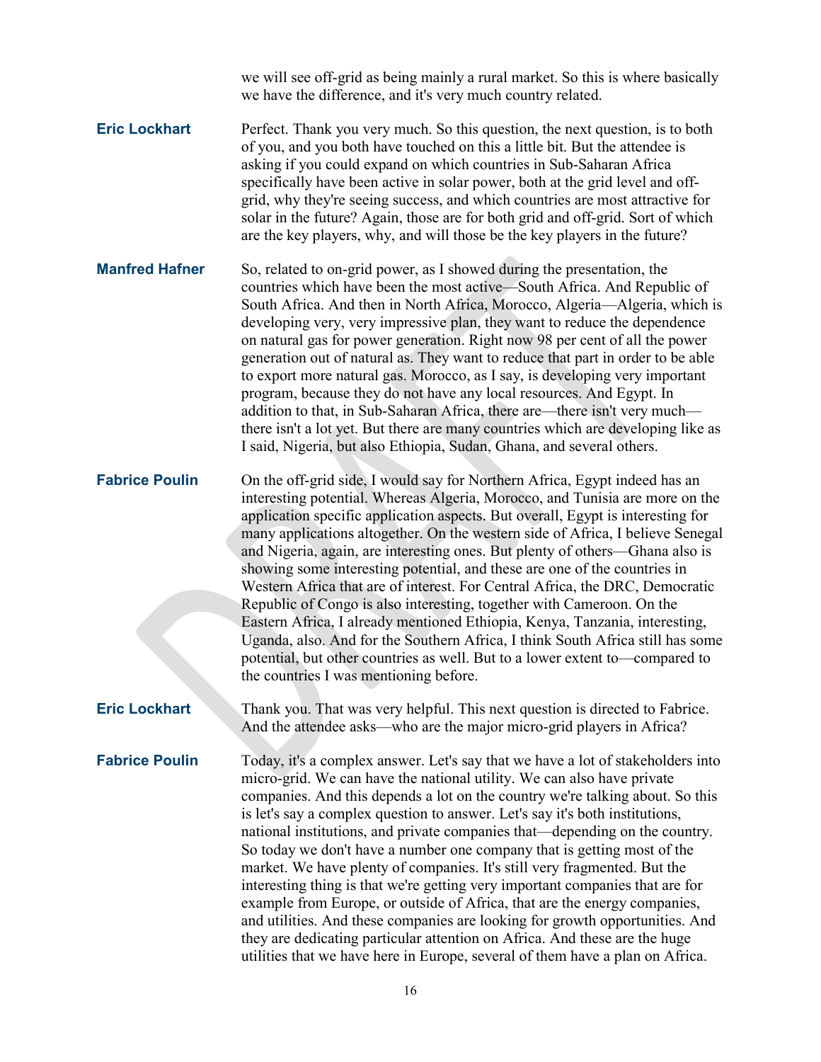we will see off-grid as being mainly a rural market. So this is where basically we have the difference, and it's very much country related.

**Eric Lockhart** Perfect. Thank you very much. So this question, the next question, is to both of you, and you both have touched on this a little bit. But the attendee is asking if you could expand on which countries in Sub-Saharan Africa specifically have been active in solar power, both at the grid level and off-grid, why they're seeing success, and which countries are most attractive for solar in the future? Again, those are for both grid and off-grid. Sort of which are the key players, why, and will those be the key players in the future?

**Manfred Hafner** So, related to on-grid power, as I showed during the presentation, the countries which have been the most active—South Africa. And Republic of South Africa. And then in North Africa, Morocco, Algeria—Algeria, which is developing very, very impressive plan, they want to reduce the dependence on natural gas for power generation. Right now 98 per cent of all the power generation out of natural as. They want to reduce that part in order to be able to export more natural gas. Morocco, as I say, is developing very important program, because they do not have any local resources. And Egypt. In addition to that, in Sub-Saharan Africa, there are—there isn't very much—there isn't a lot yet. But there are many countries which are developing like as I said, Nigeria, but also Ethiopia, Sudan, Ghana, and several others.

**Fabrice Poulin** On the off-grid side, I would say for Northern Africa, Egypt indeed has an interesting potential. Whereas Algeria, Morocco, and Tunisia are more on the application specific application aspects. But overall, Egypt is interesting for many applications altogether. On the western side of Africa, I believe Senegal and Nigeria, again, are interesting ones. But plenty of others—Ghana also is showing some interesting potential, and these are one of the countries in Western Africa that are of interest. For Central Africa, the DRC, Democratic Republic of Congo is also interesting, together with Cameroon. On the Eastern Africa, I already mentioned Ethiopia, Kenya, Tanzania, interesting, Uganda, also. And for the Southern Africa, I think South Africa still has some potential, but other countries as well. But to a lower extent to—compared to the countries I was mentioning before.

**Eric Lockhart** Thank you. That was very helpful. This next question is directed to Fabrice. And the attendee asks—who are the major micro-grid players in Africa?

**Fabrice Poulin** Today, it's a complex answer. Let's say that we have a lot of stakeholders into micro-grid. We can have the national utility. We can also have private companies. And this depends a lot on the country we're talking about. So this is let's say a complex question to answer. Let's say it's both institutions, national institutions, and private companies that—depending on the country. So today we don't have a number one company that is getting most of the market. We have plenty of companies. It's still very fragmented. But the interesting thing is that we're getting very important companies that are for example from Europe, or outside of Africa, that are the energy companies, and utilities. And these companies are looking for growth opportunities. And they are dedicating particular attention on Africa. And these are the huge utilities that we have here in Europe, several of them have a plan on Africa.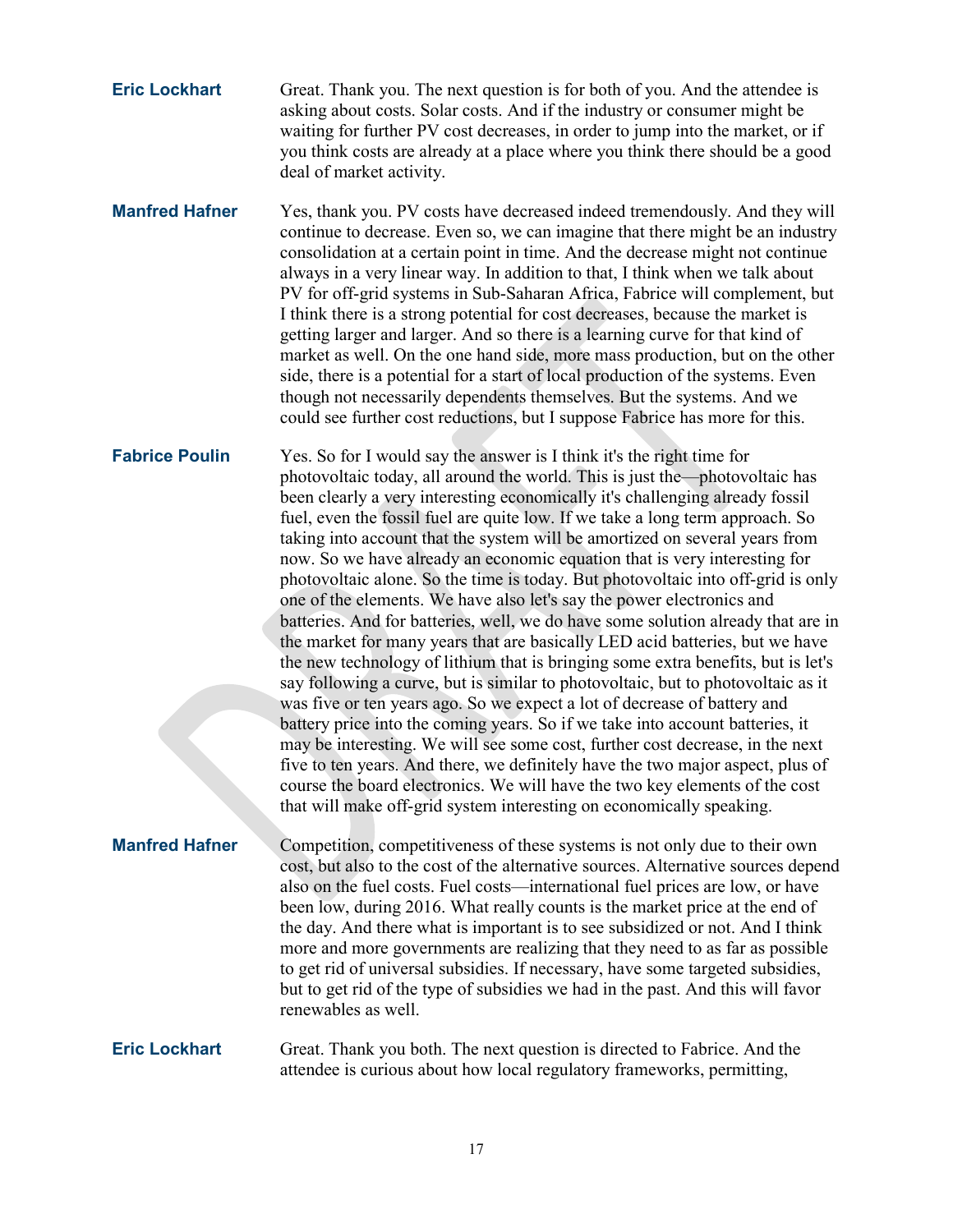**Eric Lockhart** Great. Thank you. The next question is for both of you. And the attendee is asking about costs. Solar costs. And if the industry or consumer might be waiting for further PV cost decreases, in order to jump into the market, or if you think costs are already at a place where you think there should be a good deal of market activity.

**Manfred Hafner** Yes, thank you. PV costs have decreased indeed tremendously. And they will continue to decrease. Even so, we can imagine that there might be an industry consolidation at a certain point in time. And the decrease might not continue always in a very linear way. In addition to that, I think when we talk about PV for off-grid systems in Sub-Saharan Africa, Fabrice will complement, but I think there is a strong potential for cost decreases, because the market is getting larger and larger. And so there is a learning curve for that kind of market as well. On the one hand side, more mass production, but on the other side, there is a potential for a start of local production of the systems. Even though not necessarily dependents themselves. But the systems. And we could see further cost reductions, but I suppose Fabrice has more for this.

**Fabrice Poulin** Yes. So for I would say the answer is I think it's the right time for photovoltaic today, all around the world. This is just the—photovoltaic has been clearly a very interesting economically it's challenging already fossil fuel, even the fossil fuel are quite low. If we take a long term approach. So taking into account that the system will be amortized on several years from now. So we have already an economic equation that is very interesting for photovoltaic alone. So the time is today. But photovoltaic into off-grid is only one of the elements. We have also let's say the power electronics and batteries. And for batteries, well, we do have some solution already that are in the market for many years that are basically LED acid batteries, but we have the new technology of lithium that is bringing some extra benefits, but is let's say following a curve, but is similar to photovoltaic, but to photovoltaic as it was five or ten years ago. So we expect a lot of decrease of battery and battery price into the coming years. So if we take into account batteries, it may be interesting. We will see some cost, further cost decrease, in the next five to ten years. And there, we definitely have the two major aspect, plus of course the board electronics. We will have the two key elements of the cost that will make off-grid system interesting on economically speaking.

**Manfred Hafner** Competition, competitiveness of these systems is not only due to their own cost, but also to the cost of the alternative sources. Alternative sources depend also on the fuel costs. Fuel costs—international fuel prices are low, or have been low, during 2016. What really counts is the market price at the end of the day. And there what is important is to see subsidized or not. And I think more and more governments are realizing that they need to as far as possible to get rid of universal subsidies. If necessary, have some targeted subsidies, but to get rid of the type of subsidies we had in the past. And this will favor renewables as well.

**Eric Lockhart** Great. Thank you both. The next question is directed to Fabrice. And the attendee is curious about how local regulatory frameworks, permitting,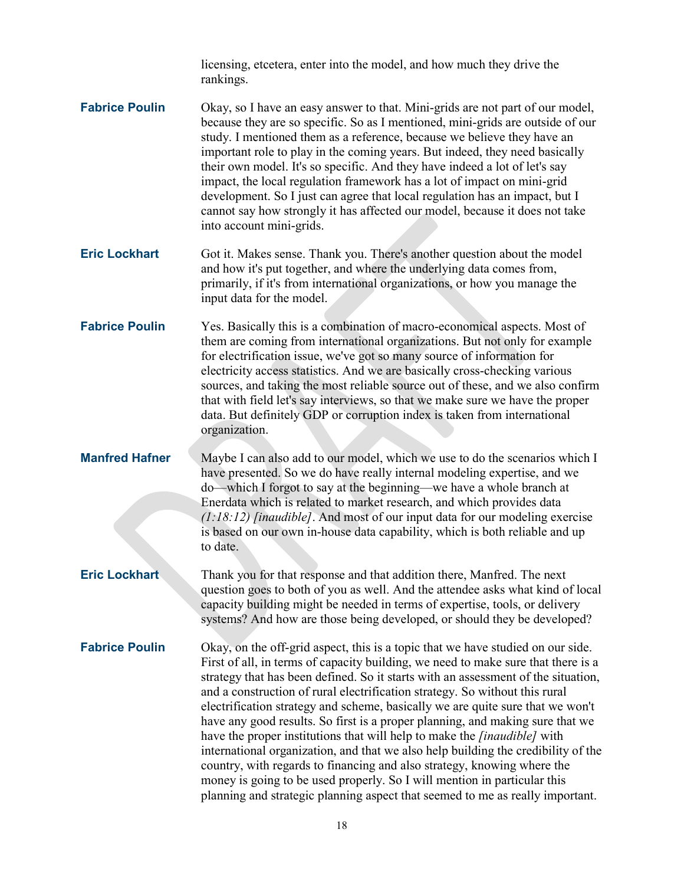licensing, etcetera, enter into the model, and how much they drive the rankings.

**Fabrice Poulin** Okay, so I have an easy answer to that. Mini-grids are not part of our model, because they are so specific. So as I mentioned, mini-grids are outside of our study. I mentioned them as a reference, because we believe they have an important role to play in the coming years. But indeed, they need basically their own model. It's so specific. And they have indeed a lot of let's say impact, the local regulation framework has a lot of impact on mini-grid development. So I just can agree that local regulation has an impact, but I cannot say how strongly it has affected our model, because it does not take into account mini-grids.

**Eric Lockhart** Got it. Makes sense. Thank you. There's another question about the model and how it's put together, and where the underlying data comes from, primarily, if it's from international organizations, or how you manage the input data for the model.

**Fabrice Poulin** Yes. Basically this is a combination of macro-economical aspects. Most of them are coming from international organizations. But not only for example for electrification issue, we've got so many source of information for electricity access statistics. And we are basically cross-checking various sources, and taking the most reliable source out of these, and we also confirm that with field let's say interviews, so that we make sure we have the proper data. But definitely GDP or corruption index is taken from international organization.

**Manfred Hafner** Maybe I can also add to our model, which we use to do the scenarios which I have presented. So we do have really internal modeling expertise, and we do—which I forgot to say at the beginning—we have a whole branch at Enerdata which is related to market research, and which provides data *(1:18:12) [inaudible]*. And most of our input data for our modeling exercise is based on our own in-house data capability, which is both reliable and up to date.

**Eric Lockhart** Thank you for that response and that addition there, Manfred. The next question goes to both of you as well. And the attendee asks what kind of local capacity building might be needed in terms of expertise, tools, or delivery systems? And how are those being developed, or should they be developed?

**Fabrice Poulin** Okay, on the off-grid aspect, this is a topic that we have studied on our side. First of all, in terms of capacity building, we need to make sure that there is a strategy that has been defined. So it starts with an assessment of the situation, and a construction of rural electrification strategy. So without this rural electrification strategy and scheme, basically we are quite sure that we won't have any good results. So first is a proper planning, and making sure that we have the proper institutions that will help to make the *[inaudible]* with international organization, and that we also help building the credibility of the country, with regards to financing and also strategy, knowing where the money is going to be used properly. So I will mention in particular this planning and strategic planning aspect that seemed to me as really important.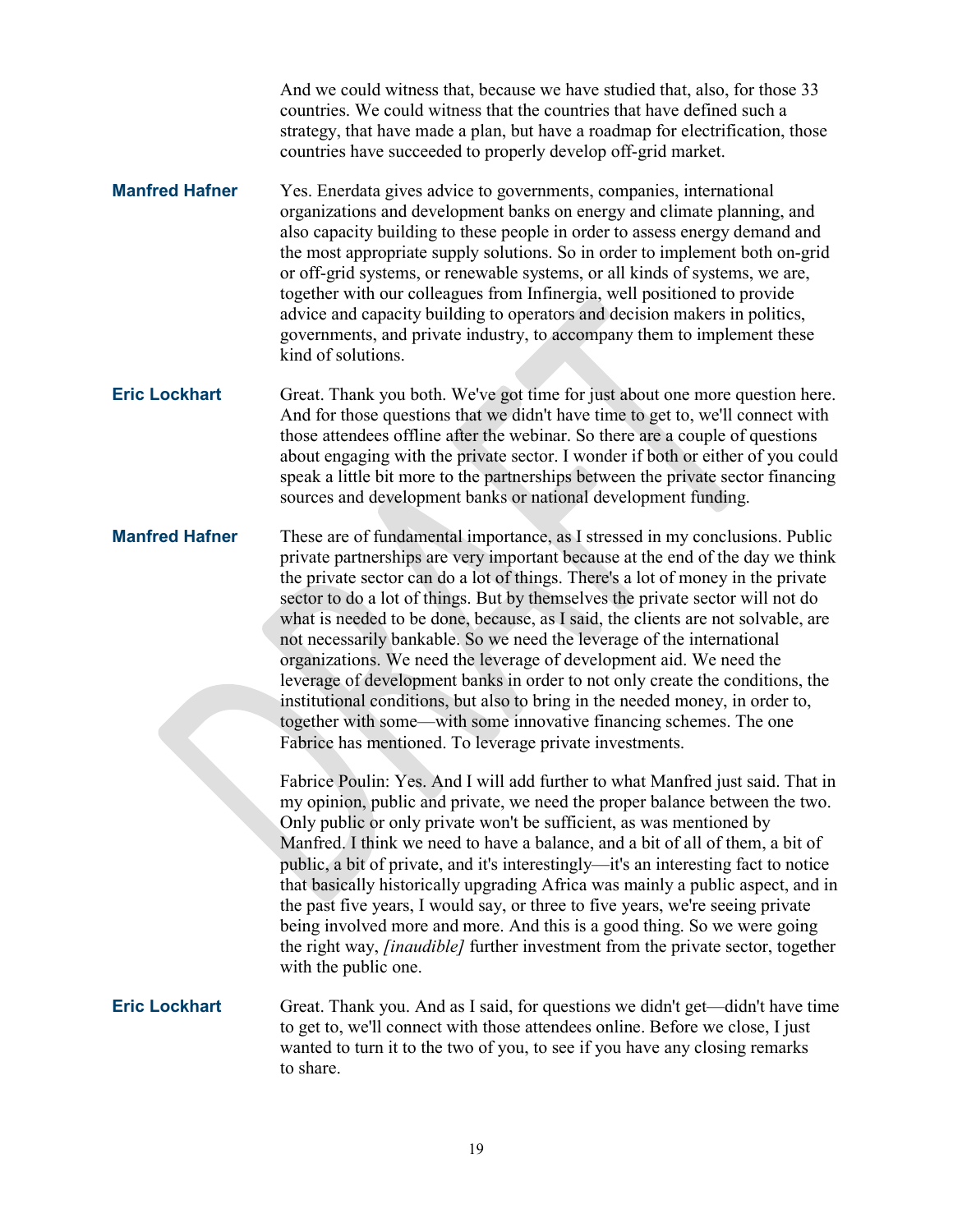And we could witness that, because we have studied that, also, for those 33 countries. We could witness that the countries that have defined such a strategy, that have made a plan, but have a roadmap for electrification, those countries have succeeded to properly develop off-grid market.

**Manfred Hafner** Yes. Enerdata gives advice to governments, companies, international organizations and development banks on energy and climate planning, and also capacity building to these people in order to assess energy demand and the most appropriate supply solutions. So in order to implement both on-grid or off-grid systems, or renewable systems, or all kinds of systems, we are, together with our colleagues from Infinergia, well positioned to provide advice and capacity building to operators and decision makers in politics, governments, and private industry, to accompany them to implement these kind of solutions.

**Eric Lockhart** Great. Thank you both. We've got time for just about one more question here. And for those questions that we didn't have time to get to, we'll connect with those attendees offline after the webinar. So there are a couple of questions about engaging with the private sector. I wonder if both or either of you could speak a little bit more to the partnerships between the private sector financing sources and development banks or national development funding.

**Manfred Hafner** These are of fundamental importance, as I stressed in my conclusions. Public private partnerships are very important because at the end of the day we think the private sector can do a lot of things. There's a lot of money in the private sector to do a lot of things. But by themselves the private sector will not do what is needed to be done, because, as I said, the clients are not solvable, are not necessarily bankable. So we need the leverage of the international organizations. We need the leverage of development aid. We need the leverage of development banks in order to not only create the conditions, the institutional conditions, but also to bring in the needed money, in order to, together with some—with some innovative financing schemes. The one Fabrice has mentioned. To leverage private investments.

Fabrice Poulin: Yes. And I will add further to what Manfred just said. That in my opinion, public and private, we need the proper balance between the two. Only public or only private won't be sufficient, as was mentioned by Manfred. I think we need to have a balance, and a bit of all of them, a bit of public, a bit of private, and it's interestingly—it's an interesting fact to notice that basically historically upgrading Africa was mainly a public aspect, and in the past five years, I would say, or three to five years, we're seeing private being involved more and more. And this is a good thing. So we were going the right way, *[inaudible]* further investment from the private sector, together with the public one.

**Eric Lockhart** Great. Thank you. And as I said, for questions we didn't get—didn't have time to get to, we'll connect with those attendees online. Before we close, I just wanted to turn it to the two of you, to see if you have any closing remarks to share.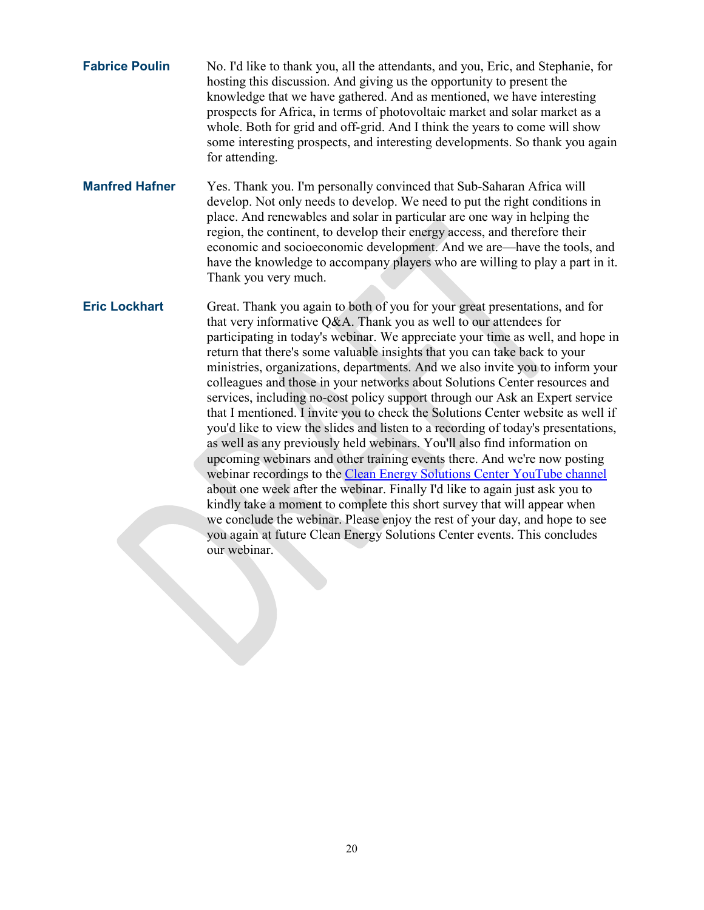**Fabrice Poulin** No. I'd like to thank you, all the attendants, and you, Eric, and Stephanie, for hosting this discussion. And giving us the opportunity to present the knowledge that we have gathered. And as mentioned, we have interesting prospects for Africa, in terms of photovoltaic market and solar market as a whole. Both for grid and off-grid. And I think the years to come will show some interesting prospects, and interesting developments. So thank you again for attending.

**Manfred Hafner** Yes. Thank you. I'm personally convinced that Sub-Saharan Africa will develop. Not only needs to develop. We need to put the right conditions in place. And renewables and solar in particular are one way in helping the region, the continent, to develop their energy access, and therefore their economic and socioeconomic development. And we are—have the tools, and have the knowledge to accompany players who are willing to play a part in it. Thank you very much.

**Eric Lockhart** Great. Thank you again to both of you for your great presentations, and for that very informative Q&A. Thank you as well to our attendees for participating in today's webinar. We appreciate your time as well, and hope in return that there's some valuable insights that you can take back to your ministries, organizations, departments. And we also invite you to inform your colleagues and those in your networks about Solutions Center resources and services, including no-cost policy support through our Ask an Expert service that I mentioned. I invite you to check the Solutions Center website as well if you'd like to view the slides and listen to a recording of today's presentations, as well as any previously held webinars. You'll also find information on upcoming webinars and other training events there. And we're now posting webinar recordings to the Clean Energy Solutions Center YouTube channel about one week after the webinar. Finally I'd like to again just ask you to kindly take a moment to complete this short survey that will appear when we conclude the webinar. Please enjoy the rest of your day, and hope to see you again at future Clean Energy Solutions Center events. This concludes our webinar.